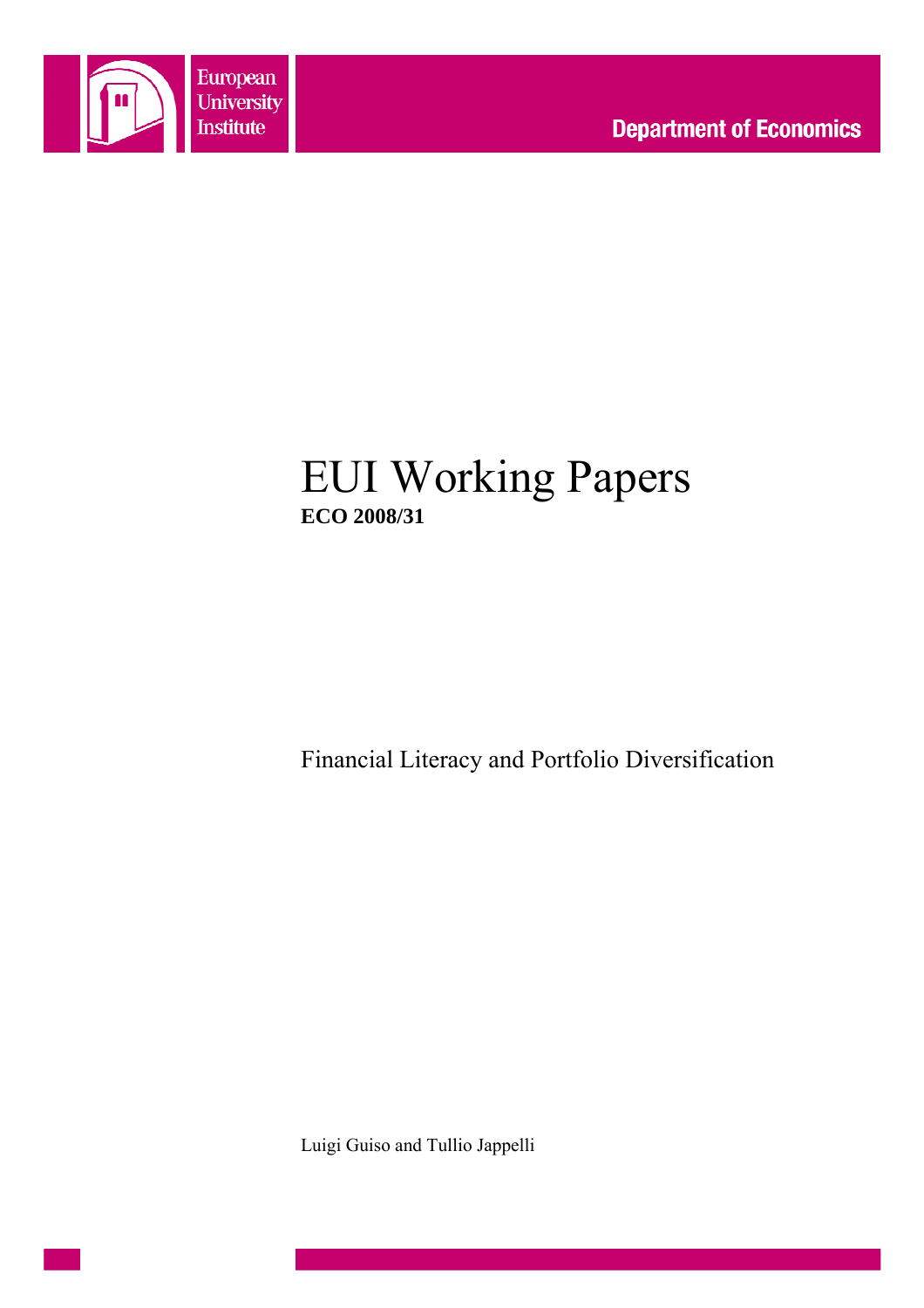European University Institute

Department of Economics

# EUI Working Papers

**ECO 2008/31**

Financial Literacy and Portfolio Diversification

Luigi Guiso and Tullio Jappelli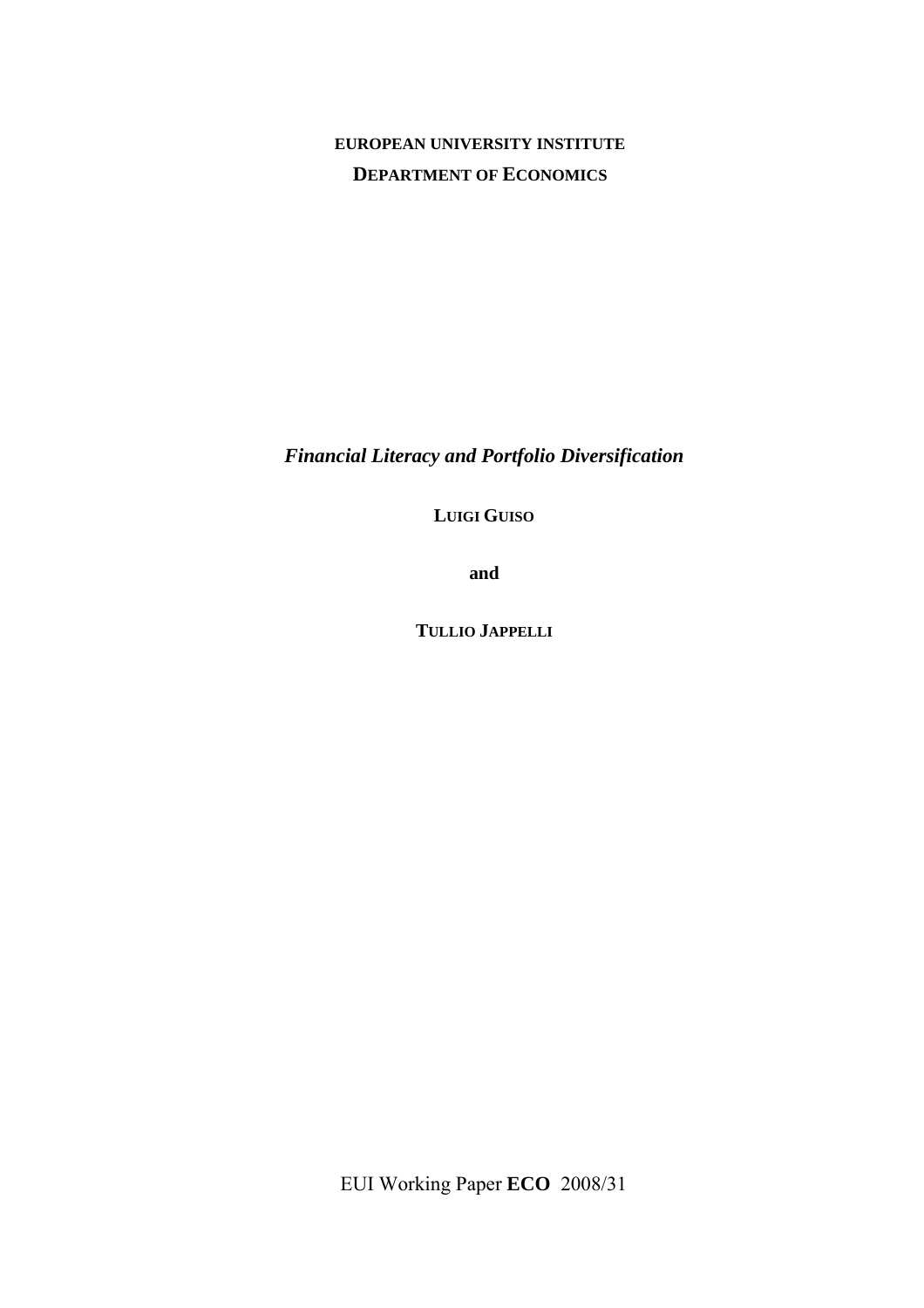**EUROPEAN UNIVERSITY INSTITUTE**

**DEPARTMENT OF ECONOMICS**

***Financial Literacy and Portfolio Diversification***

**LUIGI GUISO**

**and**

**TULLIO JAPPELLI**

EUI Working Paper **ECO** 2008/31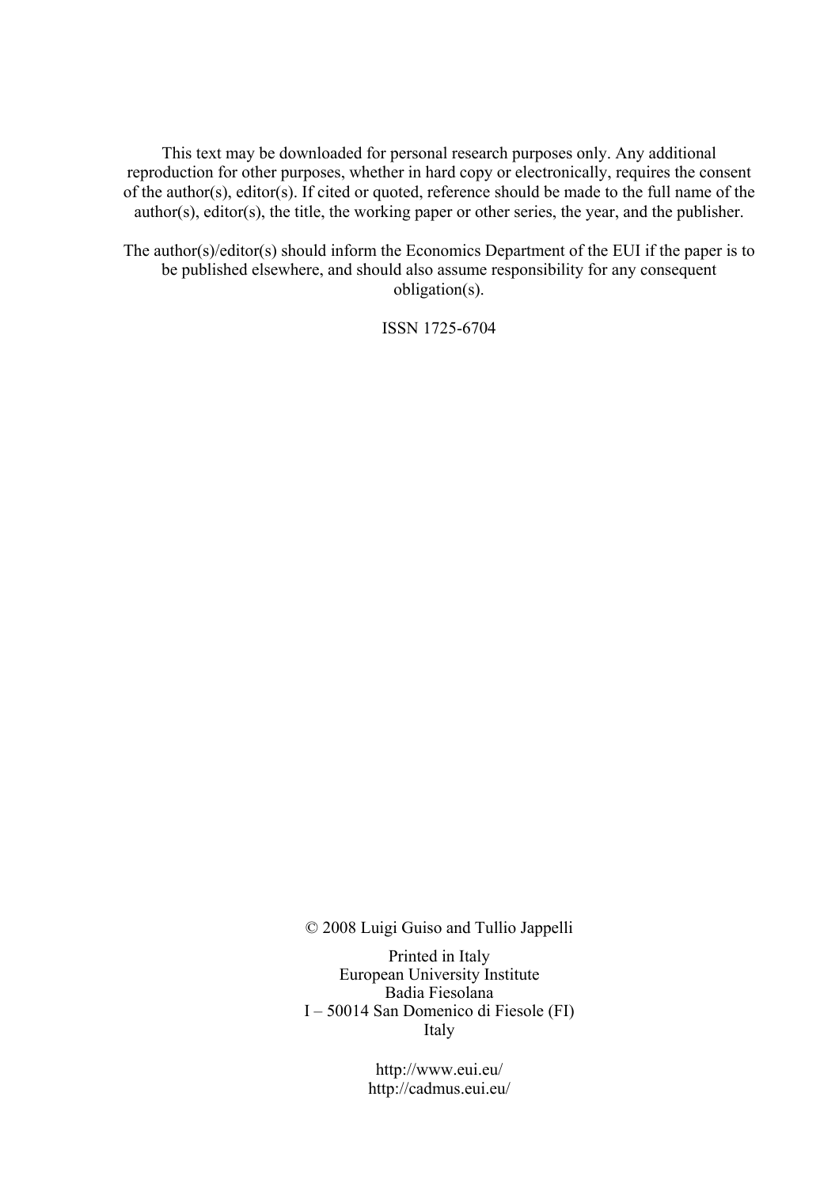This text may be downloaded for personal research purposes only. Any additional reproduction for other purposes, whether in hard copy or electronically, requires the consent of the author(s), editor(s). If cited or quoted, reference should be made to the full name of the author(s), editor(s), the title, the working paper or other series, the year, and the publisher.

The author(s)/editor(s) should inform the Economics Department of the EUI if the paper is to be published elsewhere, and should also assume responsibility for any consequent obligation(s).

ISSN 1725-6704

© 2008 Luigi Guiso and Tullio Jappelli

Printed in Italy
European University Institute
Badia Fiesolana
I – 50014 San Domenico di Fiesole (FI)
Italy

http://www.eui.eu/
http://cadmus.eui.eu/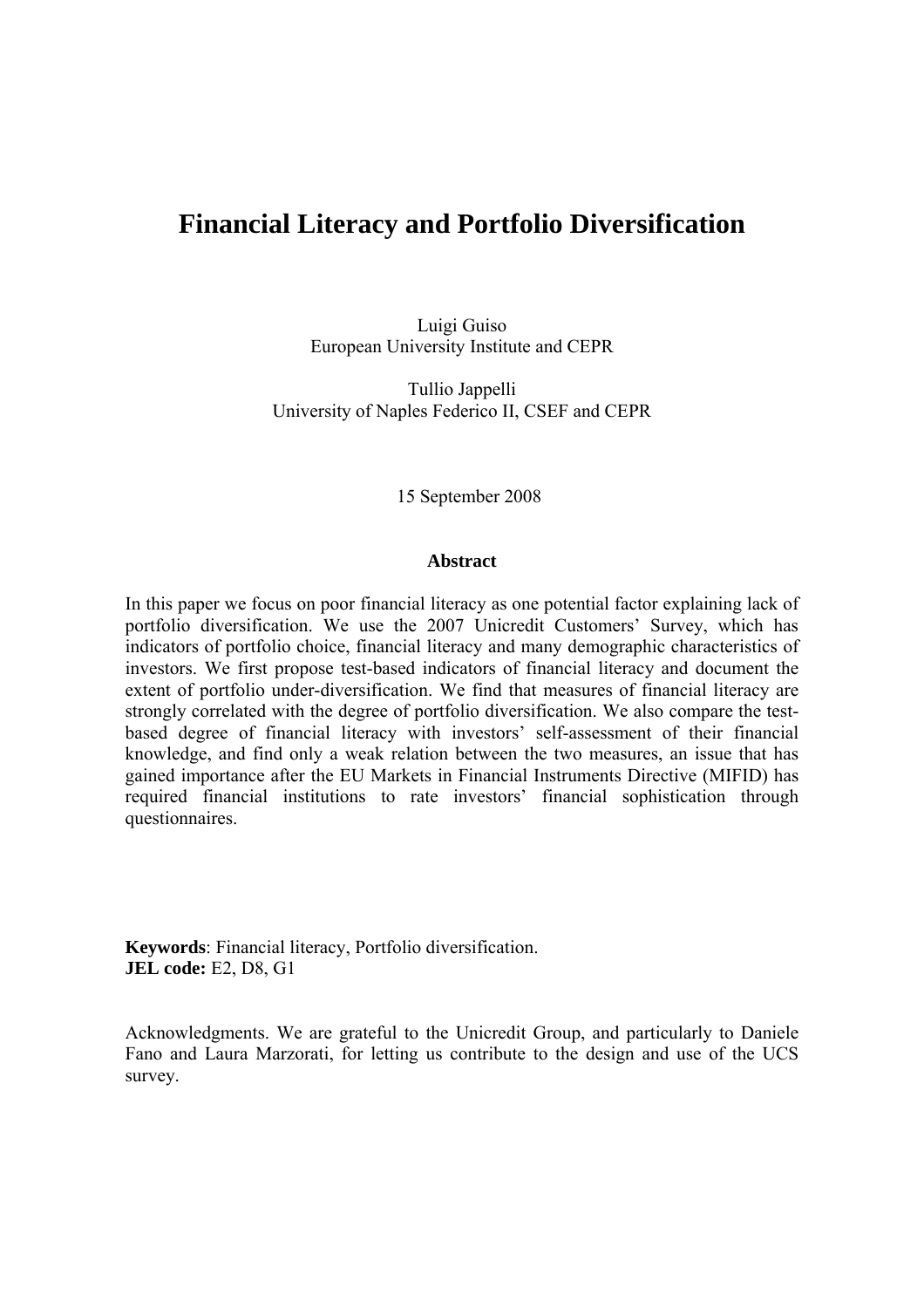# Financial Literacy and Portfolio Diversification

Luigi Guiso  
European University Institute and CEPR

Tullio Jappelli  
University of Naples Federico II, CSEF and CEPR

15 September 2008

**Abstract**

In this paper we focus on poor financial literacy as one potential factor explaining lack of portfolio diversification. We use the 2007 Unicredit Customers' Survey, which has indicators of portfolio choice, financial literacy and many demographic characteristics of investors. We first propose test-based indicators of financial literacy and document the extent of portfolio under-diversification. We find that measures of financial literacy are strongly correlated with the degree of portfolio diversification. We also compare the test-based degree of financial literacy with investors' self-assessment of their financial knowledge, and find only a weak relation between the two measures, an issue that has gained importance after the EU Markets in Financial Instruments Directive (MIFID) has required financial institutions to rate investors' financial sophistication through questionnaires.

**Keywords**: Financial literacy, Portfolio diversification.  
**JEL code:** E2, D8, G1

Acknowledgments. We are grateful to the Unicredit Group, and particularly to Daniele Fano and Laura Marzorati, for letting us contribute to the design and use of the UCS survey.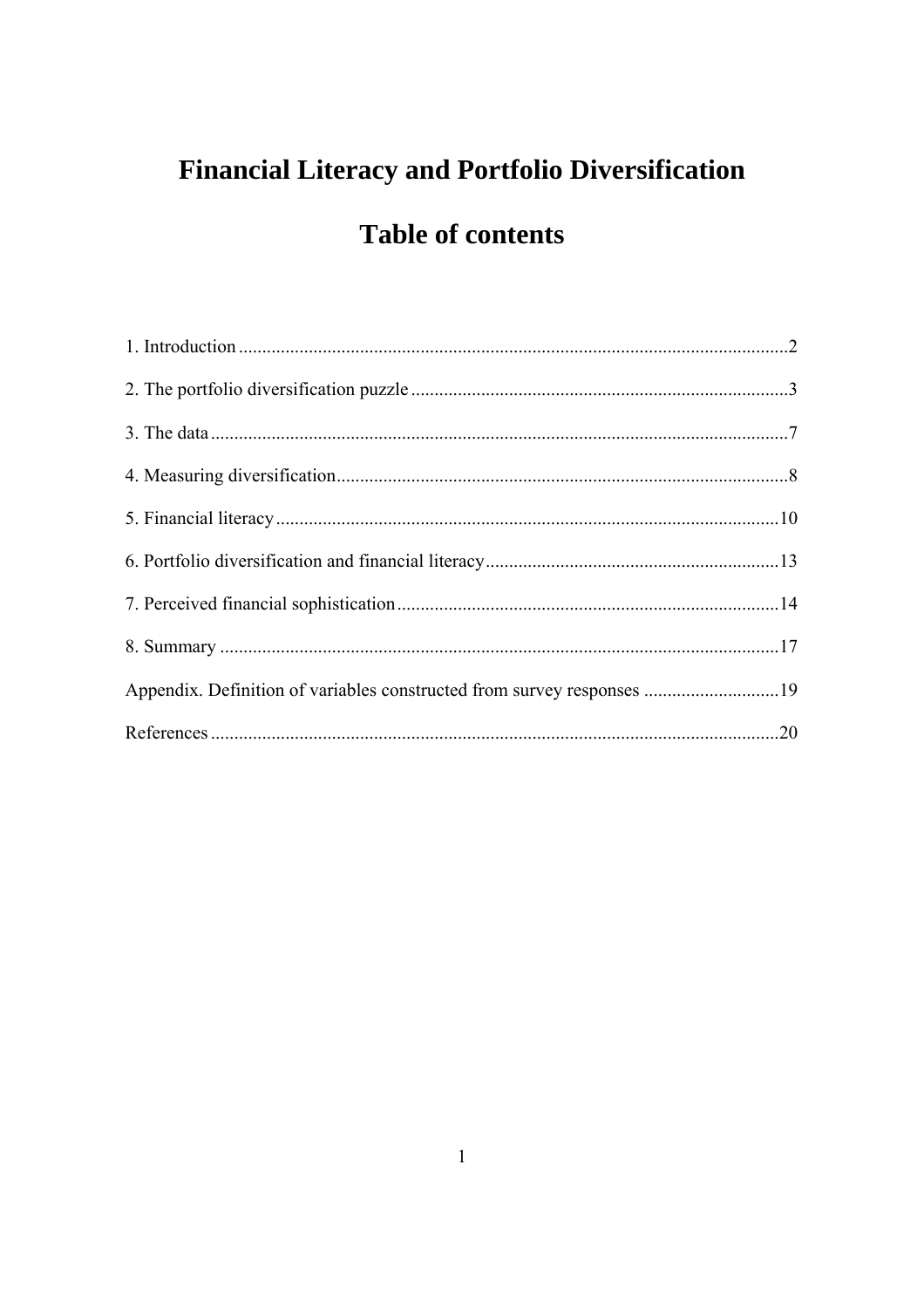# Financial Literacy and Portfolio Diversification

## Table of contents

1. Introduction ....................................................................................................................2

2. The portfolio diversification puzzle ................................................................................3

3. The data ..........................................................................................................................7

4. Measuring diversification................................................................................................8

5. Financial literacy ...........................................................................................................10

6. Portfolio diversification and financial literacy...............................................................13

7. Perceived financial sophistication .................................................................................14

8. Summary .......................................................................................................................17

Appendix. Definition of variables constructed from survey responses .............................19

References ........................................................................................................................20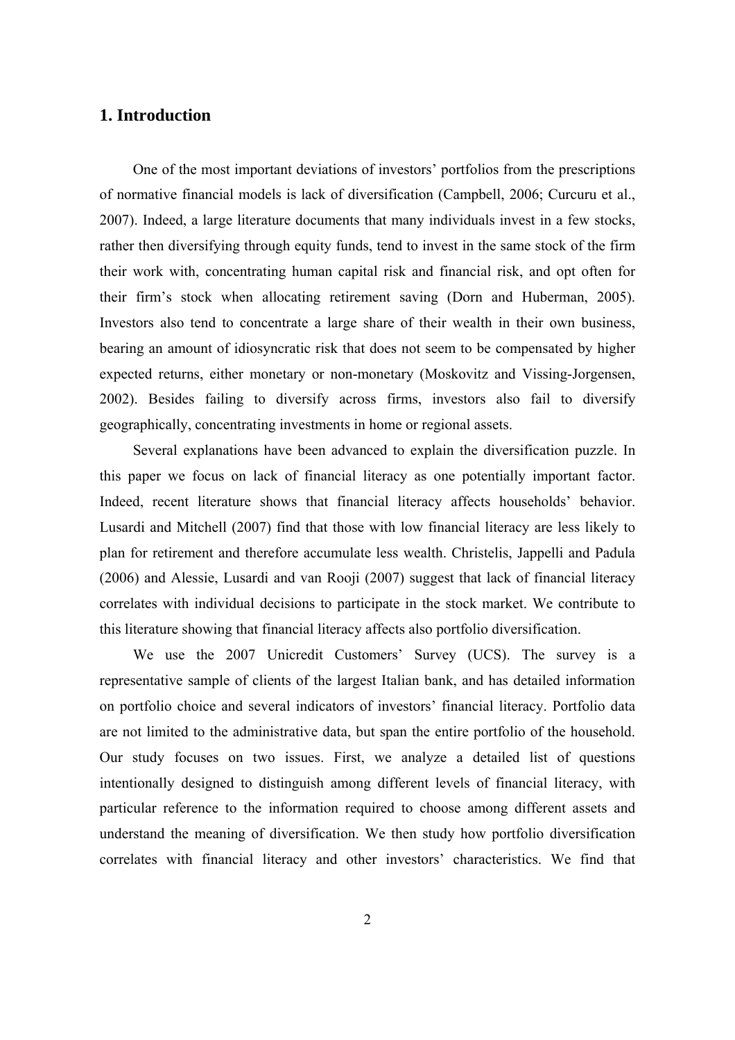## 1. Introduction

One of the most important deviations of investors' portfolios from the prescriptions of normative financial models is lack of diversification (Campbell, 2006; Curcuru et al., 2007). Indeed, a large literature documents that many individuals invest in a few stocks, rather then diversifying through equity funds, tend to invest in the same stock of the firm their work with, concentrating human capital risk and financial risk, and opt often for their firm's stock when allocating retirement saving (Dorn and Huberman, 2005). Investors also tend to concentrate a large share of their wealth in their own business, bearing an amount of idiosyncratic risk that does not seem to be compensated by higher expected returns, either monetary or non-monetary (Moskovitz and Vissing-Jorgensen, 2002). Besides failing to diversify across firms, investors also fail to diversify geographically, concentrating investments in home or regional assets.

Several explanations have been advanced to explain the diversification puzzle. In this paper we focus on lack of financial literacy as one potentially important factor. Indeed, recent literature shows that financial literacy affects households' behavior. Lusardi and Mitchell (2007) find that those with low financial literacy are less likely to plan for retirement and therefore accumulate less wealth. Christelis, Jappelli and Padula (2006) and Alessie, Lusardi and van Rooji (2007) suggest that lack of financial literacy correlates with individual decisions to participate in the stock market. We contribute to this literature showing that financial literacy affects also portfolio diversification.

We use the 2007 Unicredit Customers' Survey (UCS). The survey is a representative sample of clients of the largest Italian bank, and has detailed information on portfolio choice and several indicators of investors' financial literacy. Portfolio data are not limited to the administrative data, but span the entire portfolio of the household. Our study focuses on two issues. First, we analyze a detailed list of questions intentionally designed to distinguish among different levels of financial literacy, with particular reference to the information required to choose among different assets and understand the meaning of diversification. We then study how portfolio diversification correlates with financial literacy and other investors' characteristics. We find that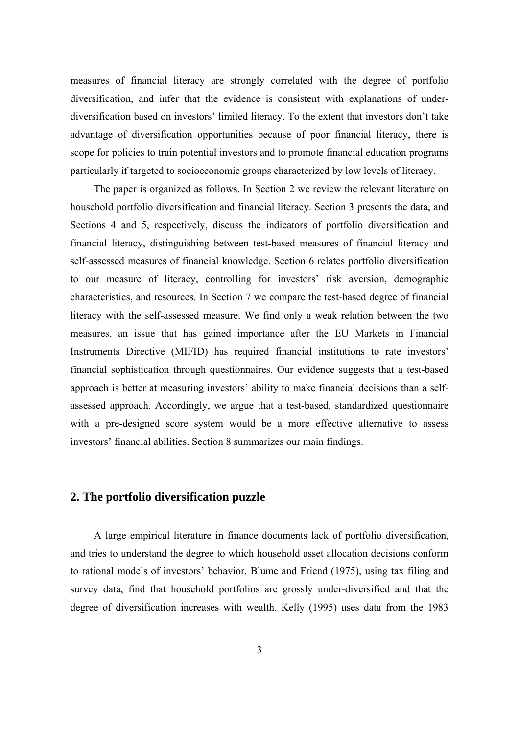measures of financial literacy are strongly correlated with the degree of portfolio diversification, and infer that the evidence is consistent with explanations of under-diversification based on investors' limited literacy. To the extent that investors don't take advantage of diversification opportunities because of poor financial literacy, there is scope for policies to train potential investors and to promote financial education programs particularly if targeted to socioeconomic groups characterized by low levels of literacy.

The paper is organized as follows. In Section 2 we review the relevant literature on household portfolio diversification and financial literacy. Section 3 presents the data, and Sections 4 and 5, respectively, discuss the indicators of portfolio diversification and financial literacy, distinguishing between test-based measures of financial literacy and self-assessed measures of financial knowledge. Section 6 relates portfolio diversification to our measure of literacy, controlling for investors' risk aversion, demographic characteristics, and resources. In Section 7 we compare the test-based degree of financial literacy with the self-assessed measure. We find only a weak relation between the two measures, an issue that has gained importance after the EU Markets in Financial Instruments Directive (MIFID) has required financial institutions to rate investors' financial sophistication through questionnaires. Our evidence suggests that a test-based approach is better at measuring investors' ability to make financial decisions than a self-assessed approach. Accordingly, we argue that a test-based, standardized questionnaire with a pre-designed score system would be a more effective alternative to assess investors' financial abilities. Section 8 summarizes our main findings.

## 2. The portfolio diversification puzzle

A large empirical literature in finance documents lack of portfolio diversification, and tries to understand the degree to which household asset allocation decisions conform to rational models of investors' behavior. Blume and Friend (1975), using tax filing and survey data, find that household portfolios are grossly under-diversified and that the degree of diversification increases with wealth. Kelly (1995) uses data from the 1983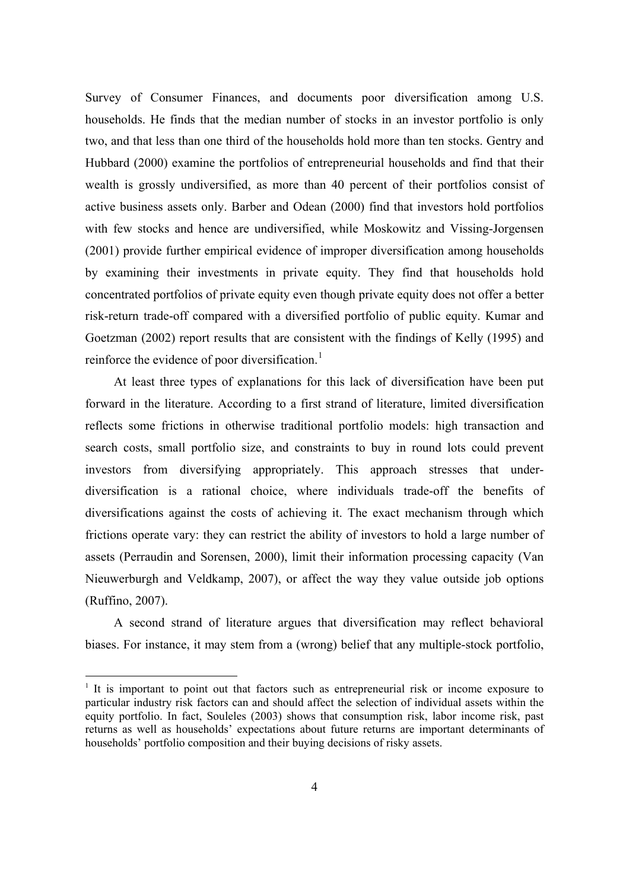Survey of Consumer Finances, and documents poor diversification among U.S. households. He finds that the median number of stocks in an investor portfolio is only two, and that less than one third of the households hold more than ten stocks. Gentry and Hubbard (2000) examine the portfolios of entrepreneurial households and find that their wealth is grossly undiversified, as more than 40 percent of their portfolios consist of active business assets only. Barber and Odean (2000) find that investors hold portfolios with few stocks and hence are undiversified, while Moskowitz and Vissing-Jorgensen (2001) provide further empirical evidence of improper diversification among households by examining their investments in private equity. They find that households hold concentrated portfolios of private equity even though private equity does not offer a better risk-return trade-off compared with a diversified portfolio of public equity. Kumar and Goetzman (2002) report results that are consistent with the findings of Kelly (1995) and reinforce the evidence of poor diversification.[1]

At least three types of explanations for this lack of diversification have been put forward in the literature. According to a first strand of literature, limited diversification reflects some frictions in otherwise traditional portfolio models: high transaction and search costs, small portfolio size, and constraints to buy in round lots could prevent investors from diversifying appropriately. This approach stresses that under-diversification is a rational choice, where individuals trade-off the benefits of diversifications against the costs of achieving it. The exact mechanism through which frictions operate vary: they can restrict the ability of investors to hold a large number of assets (Perraudin and Sorensen, 2000), limit their information processing capacity (Van Nieuwerburgh and Veldkamp, 2007), or affect the way they value outside job options (Ruffino, 2007).

A second strand of literature argues that diversification may reflect behavioral biases. For instance, it may stem from a (wrong) belief that any multiple-stock portfolio,

[1] It is important to point out that factors such as entrepreneurial risk or income exposure to particular industry risk factors can and should affect the selection of individual assets within the equity portfolio. In fact, Souleles (2003) shows that consumption risk, labor income risk, past returns as well as households' expectations about future returns are important determinants of households' portfolio composition and their buying decisions of risky assets.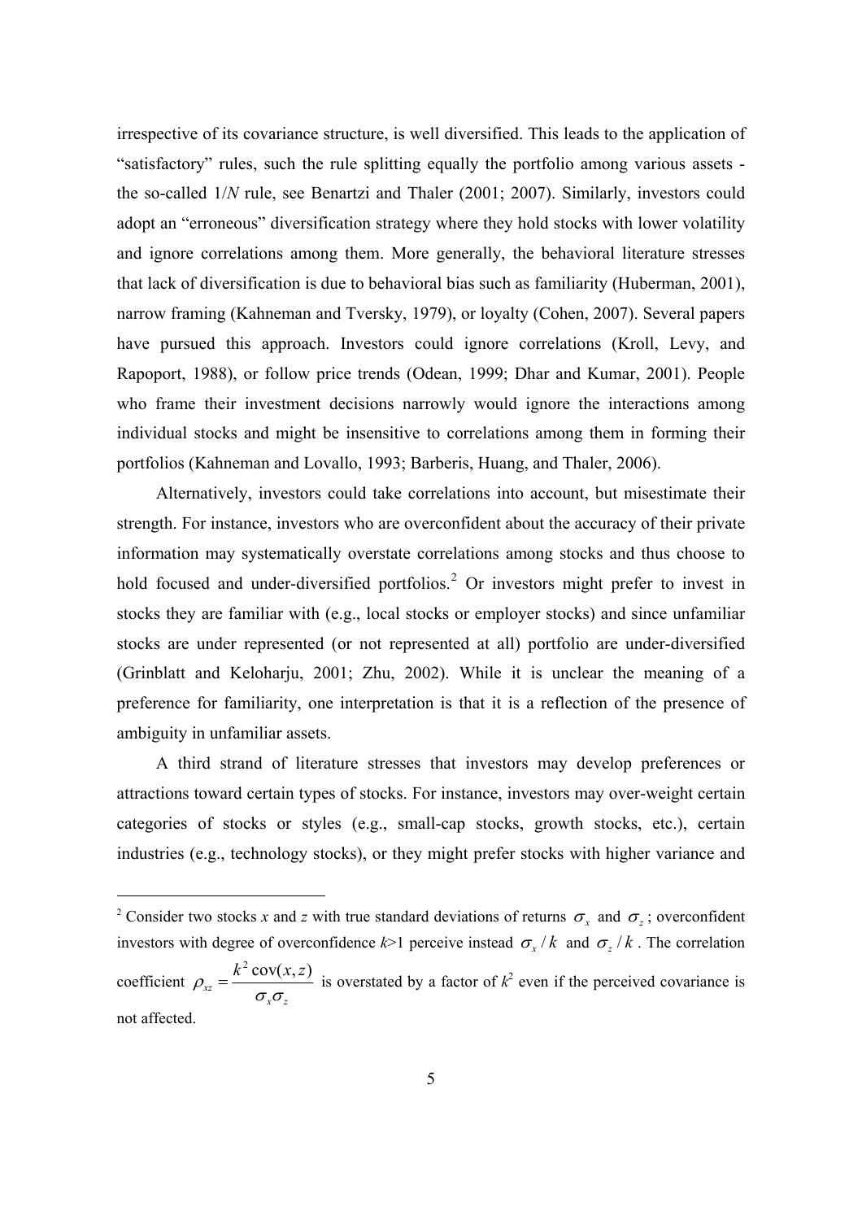irrespective of its covariance structure, is well diversified. This leads to the application of "satisfactory" rules, such the rule splitting equally the portfolio among various assets - the so-called 1/*N* rule, see Benartzi and Thaler (2001; 2007). Similarly, investors could adopt an "erroneous" diversification strategy where they hold stocks with lower volatility and ignore correlations among them. More generally, the behavioral literature stresses that lack of diversification is due to behavioral bias such as familiarity (Huberman, 2001), narrow framing (Kahneman and Tversky, 1979), or loyalty (Cohen, 2007). Several papers have pursued this approach. Investors could ignore correlations (Kroll, Levy, and Rapoport, 1988), or follow price trends (Odean, 1999; Dhar and Kumar, 2001). People who frame their investment decisions narrowly would ignore the interactions among individual stocks and might be insensitive to correlations among them in forming their portfolios (Kahneman and Lovallo, 1993; Barberis, Huang, and Thaler, 2006).

Alternatively, investors could take correlations into account, but misestimate their strength. For instance, investors who are overconfident about the accuracy of their private information may systematically overstate correlations among stocks and thus choose to hold focused and under-diversified portfolios.[2] Or investors might prefer to invest in stocks they are familiar with (e.g., local stocks or employer stocks) and since unfamiliar stocks are under represented (or not represented at all) portfolio are under-diversified (Grinblatt and Keloharju, 2001; Zhu, 2002). While it is unclear the meaning of a preference for familiarity, one interpretation is that it is a reflection of the presence of ambiguity in unfamiliar assets.

A third strand of literature stresses that investors may develop preferences or attractions toward certain types of stocks. For instance, investors may over-weight certain categories of stocks or styles (e.g., small-cap stocks, growth stocks, etc.), certain industries (e.g., technology stocks), or they might prefer stocks with higher variance and

[2] Consider two stocks *x* and *z* with true standard deviations of returns $\sigma_x$ and $\sigma_z$; overconfident investors with degree of overconfidence $k>1$ perceive instead $\sigma_x / k$ and $\sigma_z / k$. The correlation coefficient $\rho_{xz} = \frac{k^2 \operatorname{cov}(x,z)}{\sigma_x \sigma_z}$ is overstated by a factor of $k^2$ even if the perceived covariance is not affected.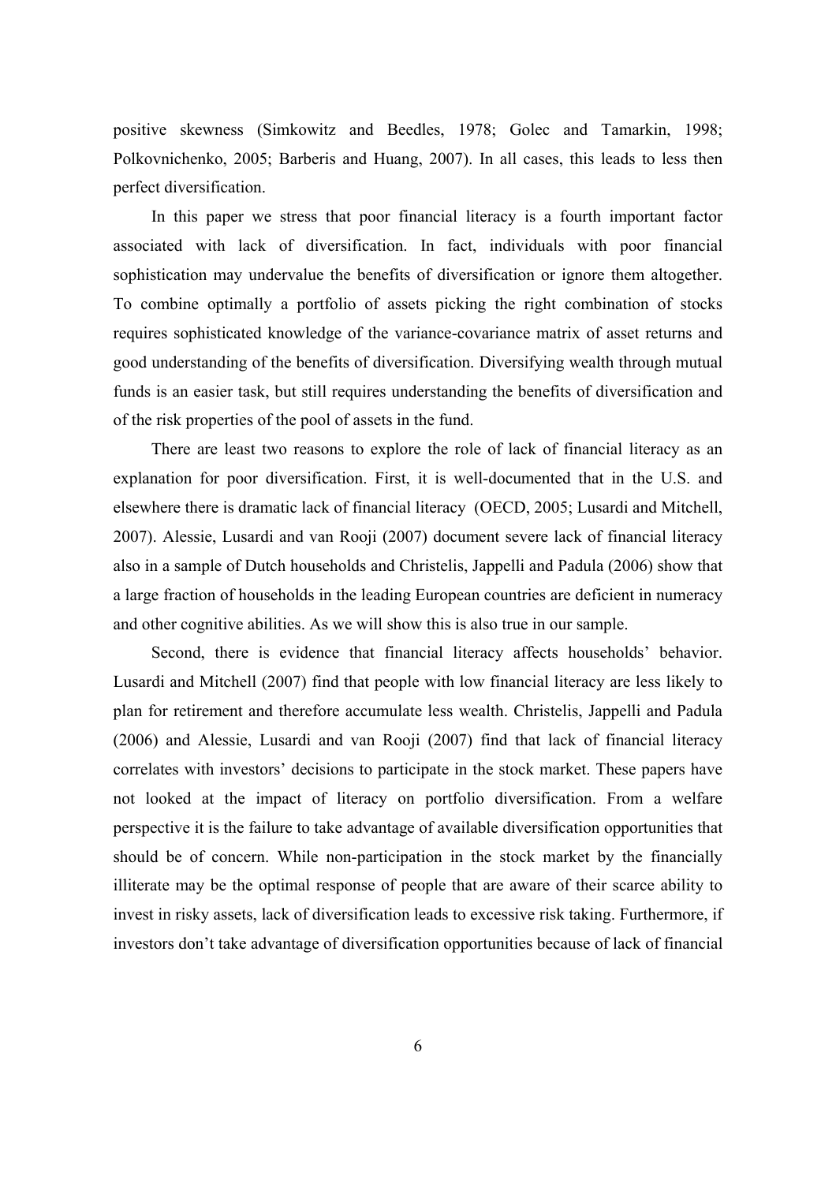positive skewness (Simkowitz and Beedles, 1978; Golec and Tamarkin, 1998; Polkovnichenko, 2005; Barberis and Huang, 2007). In all cases, this leads to less then perfect diversification.

In this paper we stress that poor financial literacy is a fourth important factor associated with lack of diversification. In fact, individuals with poor financial sophistication may undervalue the benefits of diversification or ignore them altogether. To combine optimally a portfolio of assets picking the right combination of stocks requires sophisticated knowledge of the variance-covariance matrix of asset returns and good understanding of the benefits of diversification. Diversifying wealth through mutual funds is an easier task, but still requires understanding the benefits of diversification and of the risk properties of the pool of assets in the fund.

There are least two reasons to explore the role of lack of financial literacy as an explanation for poor diversification. First, it is well-documented that in the U.S. and elsewhere there is dramatic lack of financial literacy (OECD, 2005; Lusardi and Mitchell, 2007). Alessie, Lusardi and van Rooji (2007) document severe lack of financial literacy also in a sample of Dutch households and Christelis, Jappelli and Padula (2006) show that a large fraction of households in the leading European countries are deficient in numeracy and other cognitive abilities. As we will show this is also true in our sample.

Second, there is evidence that financial literacy affects households' behavior. Lusardi and Mitchell (2007) find that people with low financial literacy are less likely to plan for retirement and therefore accumulate less wealth. Christelis, Jappelli and Padula (2006) and Alessie, Lusardi and van Rooji (2007) find that lack of financial literacy correlates with investors' decisions to participate in the stock market. These papers have not looked at the impact of literacy on portfolio diversification. From a welfare perspective it is the failure to take advantage of available diversification opportunities that should be of concern. While non-participation in the stock market by the financially illiterate may be the optimal response of people that are aware of their scarce ability to invest in risky assets, lack of diversification leads to excessive risk taking. Furthermore, if investors don't take advantage of diversification opportunities because of lack of financial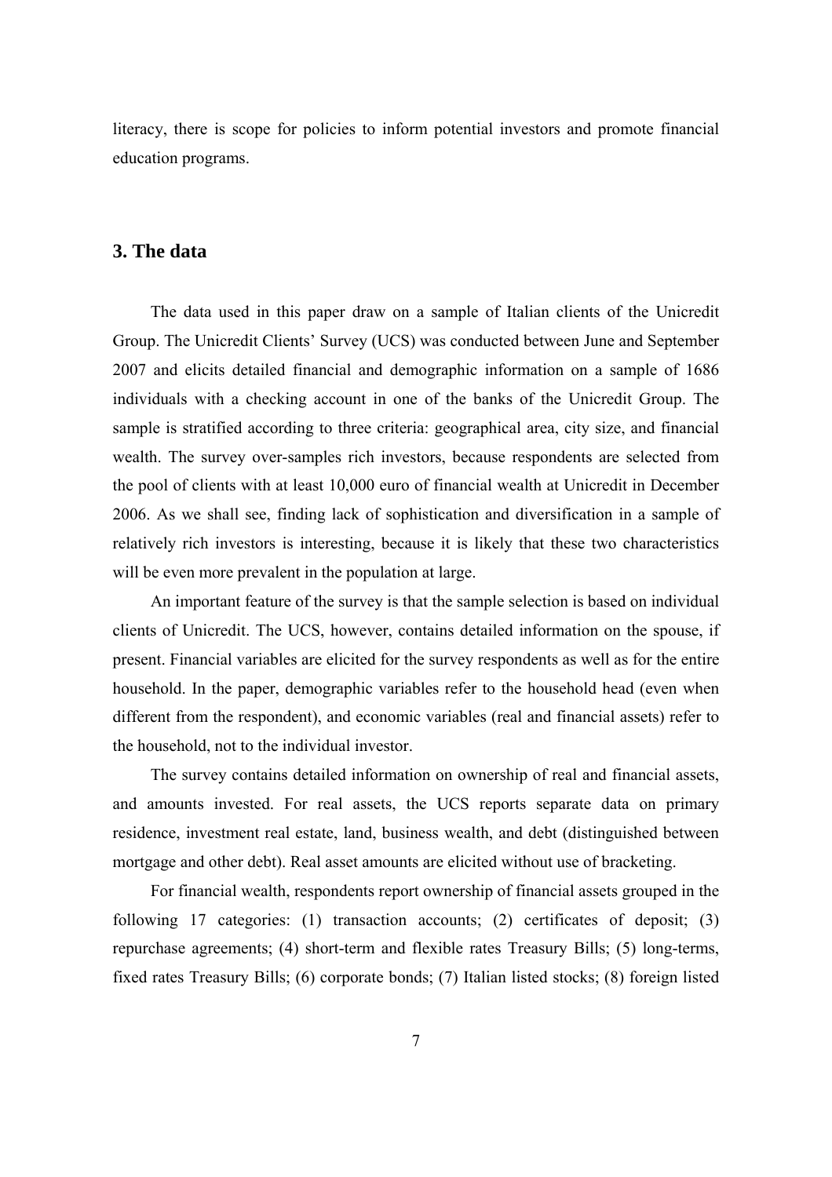literacy, there is scope for policies to inform potential investors and promote financial education programs.

## 3. The data

The data used in this paper draw on a sample of Italian clients of the Unicredit Group. The Unicredit Clients' Survey (UCS) was conducted between June and September 2007 and elicits detailed financial and demographic information on a sample of 1686 individuals with a checking account in one of the banks of the Unicredit Group. The sample is stratified according to three criteria: geographical area, city size, and financial wealth. The survey over-samples rich investors, because respondents are selected from the pool of clients with at least 10,000 euro of financial wealth at Unicredit in December 2006. As we shall see, finding lack of sophistication and diversification in a sample of relatively rich investors is interesting, because it is likely that these two characteristics will be even more prevalent in the population at large.

An important feature of the survey is that the sample selection is based on individual clients of Unicredit. The UCS, however, contains detailed information on the spouse, if present. Financial variables are elicited for the survey respondents as well as for the entire household. In the paper, demographic variables refer to the household head (even when different from the respondent), and economic variables (real and financial assets) refer to the household, not to the individual investor.

The survey contains detailed information on ownership of real and financial assets, and amounts invested. For real assets, the UCS reports separate data on primary residence, investment real estate, land, business wealth, and debt (distinguished between mortgage and other debt). Real asset amounts are elicited without use of bracketing.

For financial wealth, respondents report ownership of financial assets grouped in the following 17 categories: (1) transaction accounts; (2) certificates of deposit; (3) repurchase agreements; (4) short-term and flexible rates Treasury Bills; (5) long-terms, fixed rates Treasury Bills; (6) corporate bonds; (7) Italian listed stocks; (8) foreign listed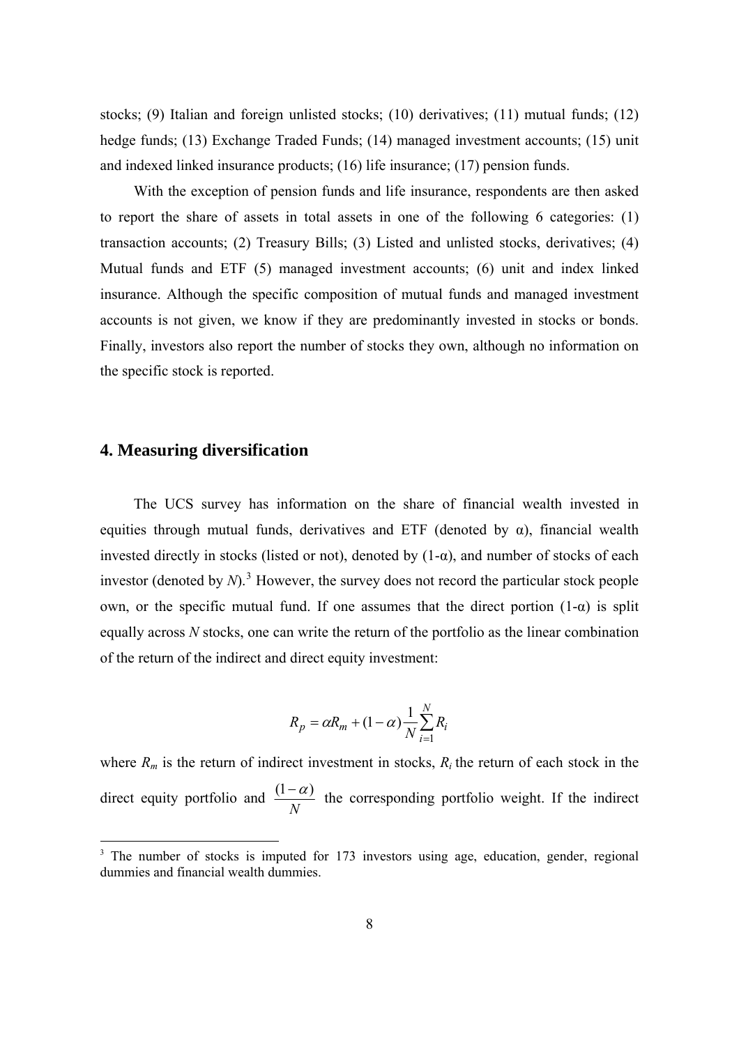stocks; (9) Italian and foreign unlisted stocks; (10) derivatives; (11) mutual funds; (12) hedge funds; (13) Exchange Traded Funds; (14) managed investment accounts; (15) unit and indexed linked insurance products; (16) life insurance; (17) pension funds.

With the exception of pension funds and life insurance, respondents are then asked to report the share of assets in total assets in one of the following 6 categories: (1) transaction accounts; (2) Treasury Bills; (3) Listed and unlisted stocks, derivatives; (4) Mutual funds and ETF (5) managed investment accounts; (6) unit and index linked insurance. Although the specific composition of mutual funds and managed investment accounts is not given, we know if they are predominantly invested in stocks or bonds. Finally, investors also report the number of stocks they own, although no information on the specific stock is reported.

## 4. Measuring diversification

The UCS survey has information on the share of financial wealth invested in equities through mutual funds, derivatives and ETF (denoted by α), financial wealth invested directly in stocks (listed or not), denoted by (1-α), and number of stocks of each investor (denoted by *N*).[3] However, the survey does not record the particular stock people own, or the specific mutual fund. If one assumes that the direct portion (1-α) is split equally across *N* stocks, one can write the return of the portfolio as the linear combination of the return of the indirect and direct equity investment:

$$R_p = \alpha R_m + (1-\alpha)\frac{1}{N}\sum_{i=1}^{N} R_i$$

where $R_m$ is the return of indirect investment in stocks, $R_i$ the return of each stock in the direct equity portfolio and $\frac{(1-\alpha)}{N}$ the corresponding portfolio weight. If the indirect

[3] The number of stocks is imputed for 173 investors using age, education, gender, regional dummies and financial wealth dummies.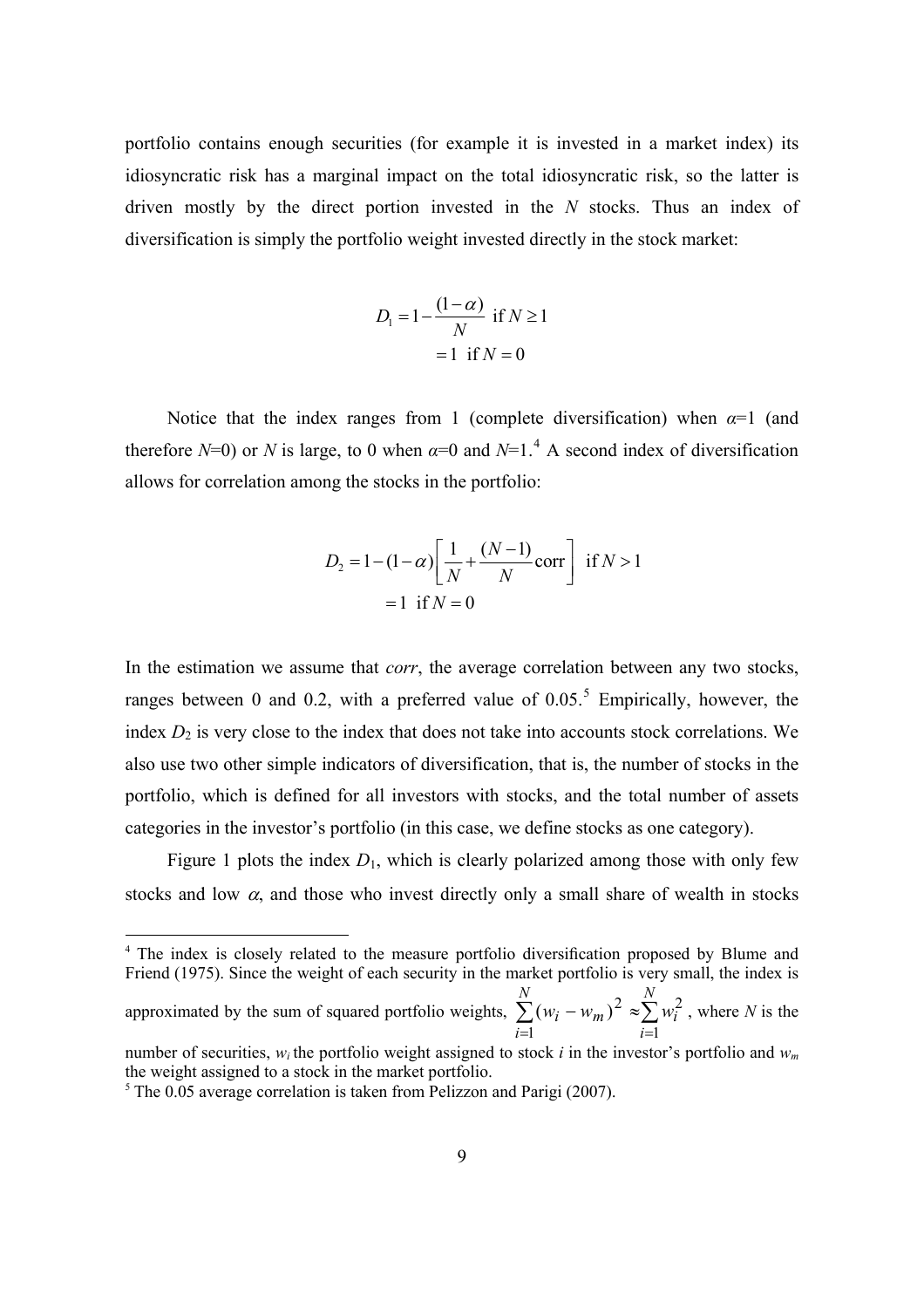portfolio contains enough securities (for example it is invested in a market index) its idiosyncratic risk has a marginal impact on the total idiosyncratic risk, so the latter is driven mostly by the direct portion invested in the $N$ stocks. Thus an index of diversification is simply the portfolio weight invested directly in the stock market:

$$
\begin{aligned}
D_1 &= 1 - \frac{(1-\alpha)}{N} \text{ if } N \geq 1 \\
&= 1 \text{ if } N = 0
\end{aligned}
$$

Notice that the index ranges from 1 (complete diversification) when $\alpha$=1 (and therefore $N$=0) or $N$ is large, to 0 when $\alpha$=0 and $N$=1.[4] A second index of diversification allows for correlation among the stocks in the portfolio:

$$
\begin{aligned}
D_2 &= 1 - (1-\alpha)\left[\frac{1}{N} + \frac{(N-1)}{N}\text{corr}\right] \text{ if } N > 1 \\
&= 1 \text{ if } N = 0
\end{aligned}
$$

In the estimation we assume that *corr*, the average correlation between any two stocks, ranges between 0 and 0.2, with a preferred value of 0.05.[5] Empirically, however, the index $D_2$ is very close to the index that does not take into accounts stock correlations. We also use two other simple indicators of diversification, that is, the number of stocks in the portfolio, which is defined for all investors with stocks, and the total number of assets categories in the investor's portfolio (in this case, we define stocks as one category).

Figure 1 plots the index $D_1$, which is clearly polarized among those with only few stocks and low $\alpha$, and those who invest directly only a small share of wealth in stocks

---

[4] The index is closely related to the measure portfolio diversification proposed by Blume and Friend (1975). Since the weight of each security in the market portfolio is very small, the index is approximated by the sum of squared portfolio weights, $\sum_{i=1}^{N}(w_i - w_m)^2 \approx \sum_{i=1}^{N} w_i^2$, where $N$ is the number of securities, $w_i$ the portfolio weight assigned to stock $i$ in the investor's portfolio and $w_m$ the weight assigned to a stock in the market portfolio.

[5] The 0.05 average correlation is taken from Pelizzon and Parigi (2007).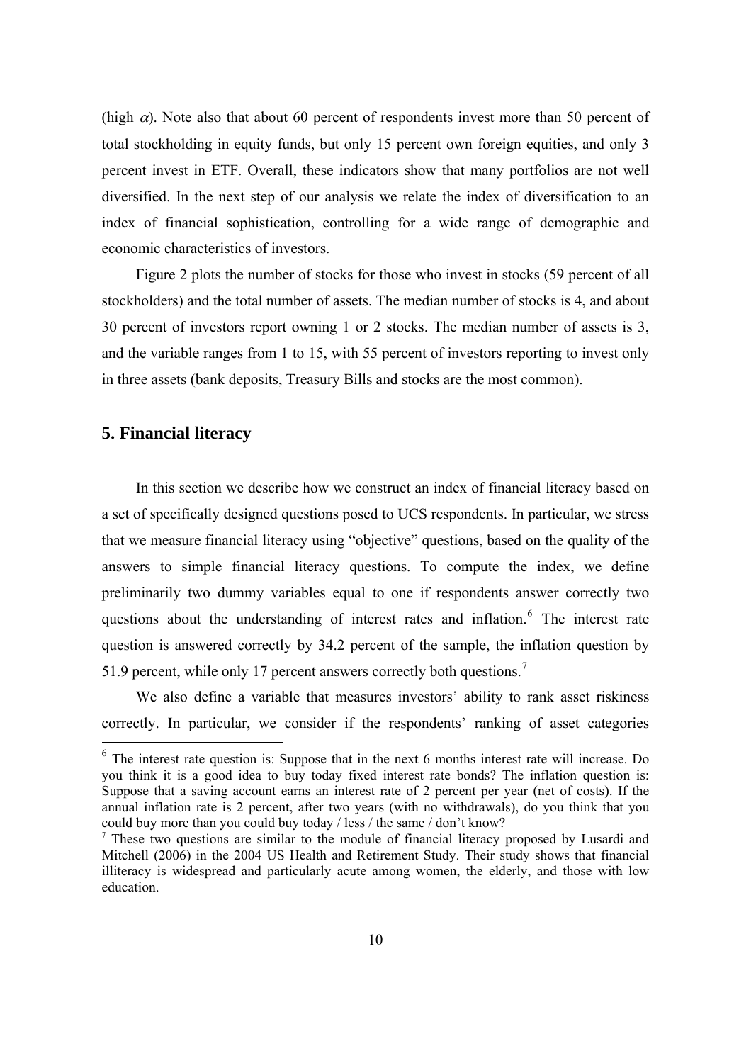(high $\alpha$). Note also that about 60 percent of respondents invest more than 50 percent of total stockholding in equity funds, but only 15 percent own foreign equities, and only 3 percent invest in ETF. Overall, these indicators show that many portfolios are not well diversified. In the next step of our analysis we relate the index of diversification to an index of financial sophistication, controlling for a wide range of demographic and economic characteristics of investors.

Figure 2 plots the number of stocks for those who invest in stocks (59 percent of all stockholders) and the total number of assets. The median number of stocks is 4, and about 30 percent of investors report owning 1 or 2 stocks. The median number of assets is 3, and the variable ranges from 1 to 15, with 55 percent of investors reporting to invest only in three assets (bank deposits, Treasury Bills and stocks are the most common).

## 5. Financial literacy

In this section we describe how we construct an index of financial literacy based on a set of specifically designed questions posed to UCS respondents. In particular, we stress that we measure financial literacy using "objective" questions, based on the quality of the answers to simple financial literacy questions. To compute the index, we define preliminarily two dummy variables equal to one if respondents answer correctly two questions about the understanding of interest rates and inflation.[6] The interest rate question is answered correctly by 34.2 percent of the sample, the inflation question by 51.9 percent, while only 17 percent answers correctly both questions.[7]

We also define a variable that measures investors' ability to rank asset riskiness correctly. In particular, we consider if the respondents' ranking of asset categories

---

[6] The interest rate question is: Suppose that in the next 6 months interest rate will increase. Do you think it is a good idea to buy today fixed interest rate bonds? The inflation question is: Suppose that a saving account earns an interest rate of 2 percent per year (net of costs). If the annual inflation rate is 2 percent, after two years (with no withdrawals), do you think that you could buy more than you could buy today / less / the same / don't know?

[7] These two questions are similar to the module of financial literacy proposed by Lusardi and Mitchell (2006) in the 2004 US Health and Retirement Study. Their study shows that financial illiteracy is widespread and particularly acute among women, the elderly, and those with low education.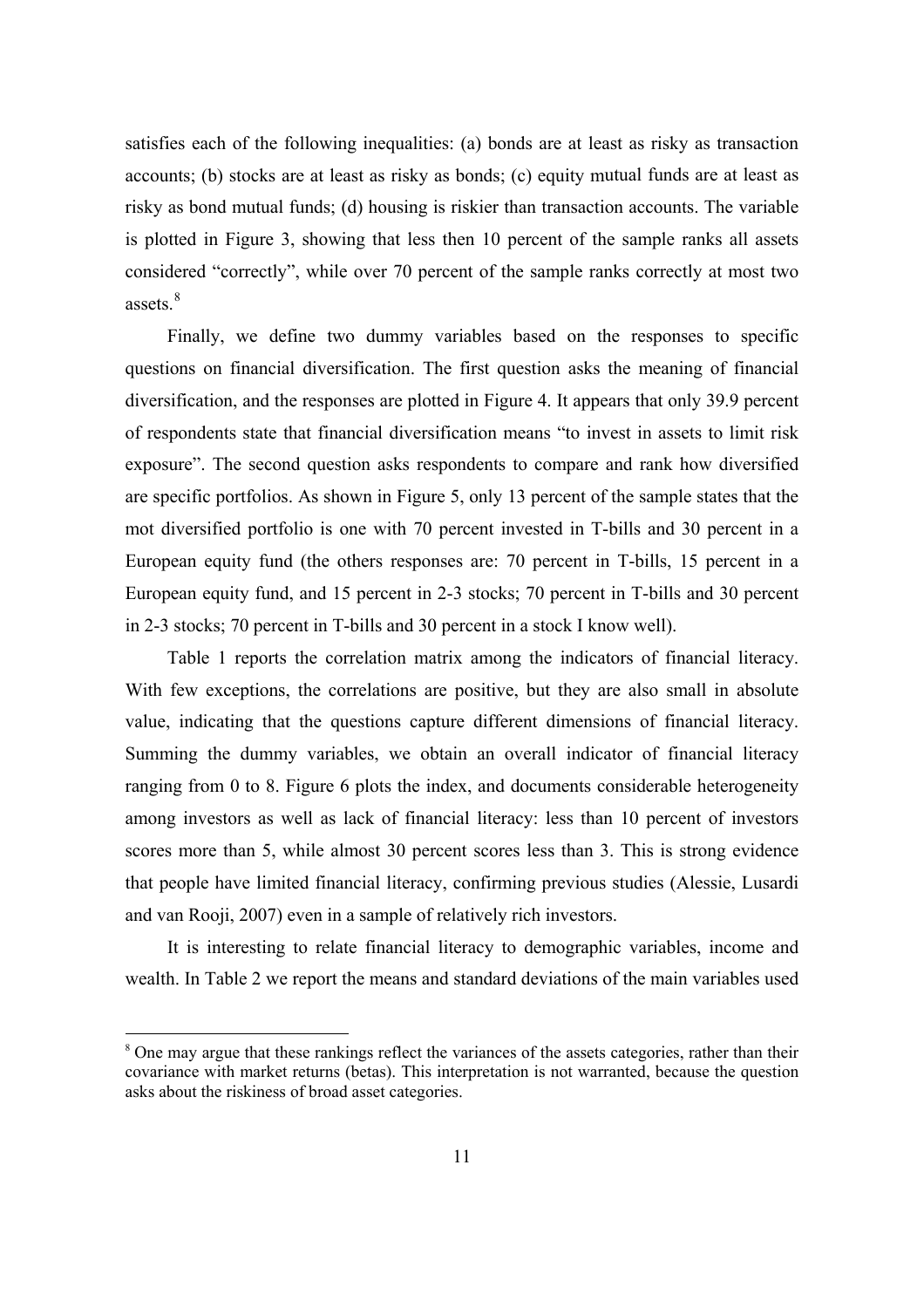satisfies each of the following inequalities: (a) bonds are at least as risky as transaction accounts; (b) stocks are at least as risky as bonds; (c) equity mutual funds are at least as risky as bond mutual funds; (d) housing is riskier than transaction accounts. The variable is plotted in Figure 3, showing that less then 10 percent of the sample ranks all assets considered "correctly", while over 70 percent of the sample ranks correctly at most two assets.[8]

Finally, we define two dummy variables based on the responses to specific questions on financial diversification. The first question asks the meaning of financial diversification, and the responses are plotted in Figure 4. It appears that only 39.9 percent of respondents state that financial diversification means "to invest in assets to limit risk exposure". The second question asks respondents to compare and rank how diversified are specific portfolios. As shown in Figure 5, only 13 percent of the sample states that the mot diversified portfolio is one with 70 percent invested in T-bills and 30 percent in a European equity fund (the others responses are: 70 percent in T-bills, 15 percent in a European equity fund, and 15 percent in 2-3 stocks; 70 percent in T-bills and 30 percent in 2-3 stocks; 70 percent in T-bills and 30 percent in a stock I know well).

Table 1 reports the correlation matrix among the indicators of financial literacy. With few exceptions, the correlations are positive, but they are also small in absolute value, indicating that the questions capture different dimensions of financial literacy. Summing the dummy variables, we obtain an overall indicator of financial literacy ranging from 0 to 8. Figure 6 plots the index, and documents considerable heterogeneity among investors as well as lack of financial literacy: less than 10 percent of investors scores more than 5, while almost 30 percent scores less than 3. This is strong evidence that people have limited financial literacy, confirming previous studies (Alessie, Lusardi and van Rooji, 2007) even in a sample of relatively rich investors.

It is interesting to relate financial literacy to demographic variables, income and wealth. In Table 2 we report the means and standard deviations of the main variables used

[8] One may argue that these rankings reflect the variances of the assets categories, rather than their covariance with market returns (betas). This interpretation is not warranted, because the question asks about the riskiness of broad asset categories.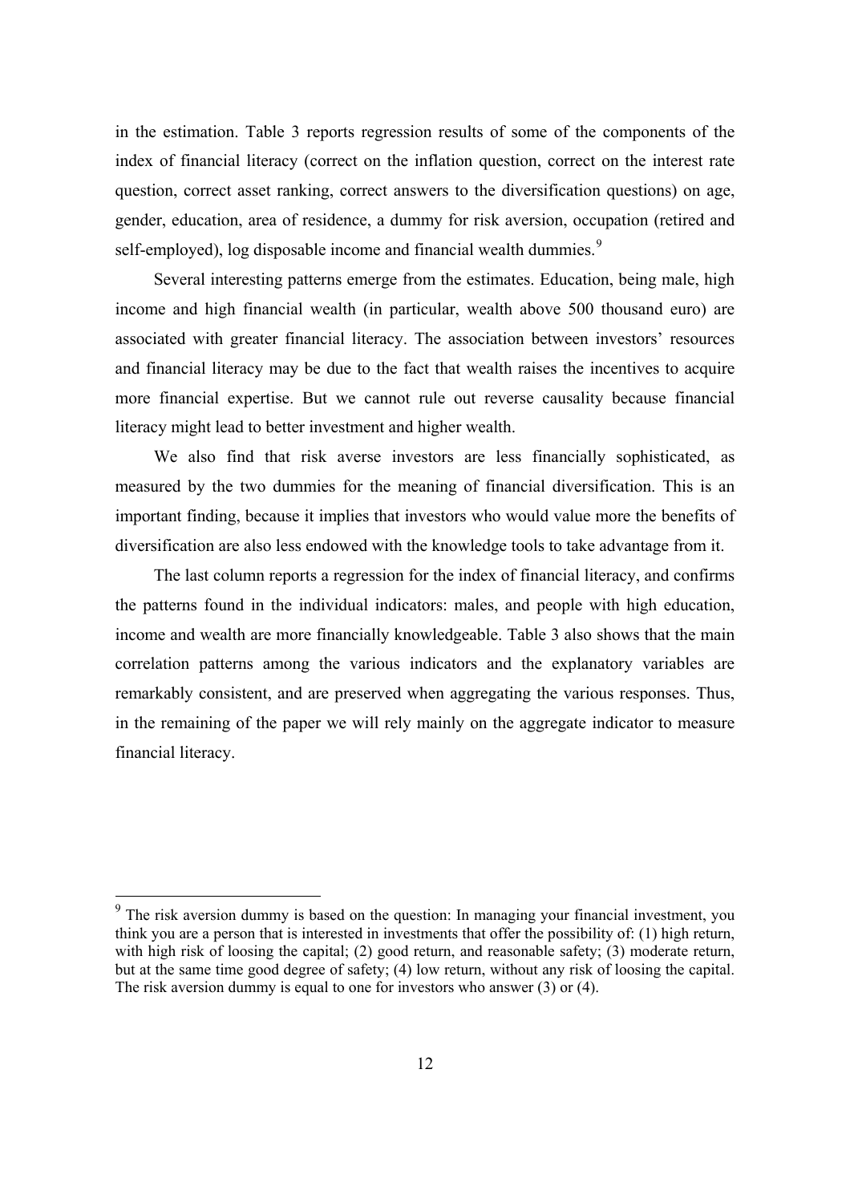in the estimation. Table 3 reports regression results of some of the components of the index of financial literacy (correct on the inflation question, correct on the interest rate question, correct asset ranking, correct answers to the diversification questions) on age, gender, education, area of residence, a dummy for risk aversion, occupation (retired and self-employed), log disposable income and financial wealth dummies.[9]

Several interesting patterns emerge from the estimates. Education, being male, high income and high financial wealth (in particular, wealth above 500 thousand euro) are associated with greater financial literacy. The association between investors' resources and financial literacy may be due to the fact that wealth raises the incentives to acquire more financial expertise. But we cannot rule out reverse causality because financial literacy might lead to better investment and higher wealth.

We also find that risk averse investors are less financially sophisticated, as measured by the two dummies for the meaning of financial diversification. This is an important finding, because it implies that investors who would value more the benefits of diversification are also less endowed with the knowledge tools to take advantage from it.

The last column reports a regression for the index of financial literacy, and confirms the patterns found in the individual indicators: males, and people with high education, income and wealth are more financially knowledgeable. Table 3 also shows that the main correlation patterns among the various indicators and the explanatory variables are remarkably consistent, and are preserved when aggregating the various responses. Thus, in the remaining of the paper we will rely mainly on the aggregate indicator to measure financial literacy.

[9] The risk aversion dummy is based on the question: In managing your financial investment, you think you are a person that is interested in investments that offer the possibility of: (1) high return, with high risk of loosing the capital; (2) good return, and reasonable safety; (3) moderate return, but at the same time good degree of safety; (4) low return, without any risk of loosing the capital. The risk aversion dummy is equal to one for investors who answer (3) or (4).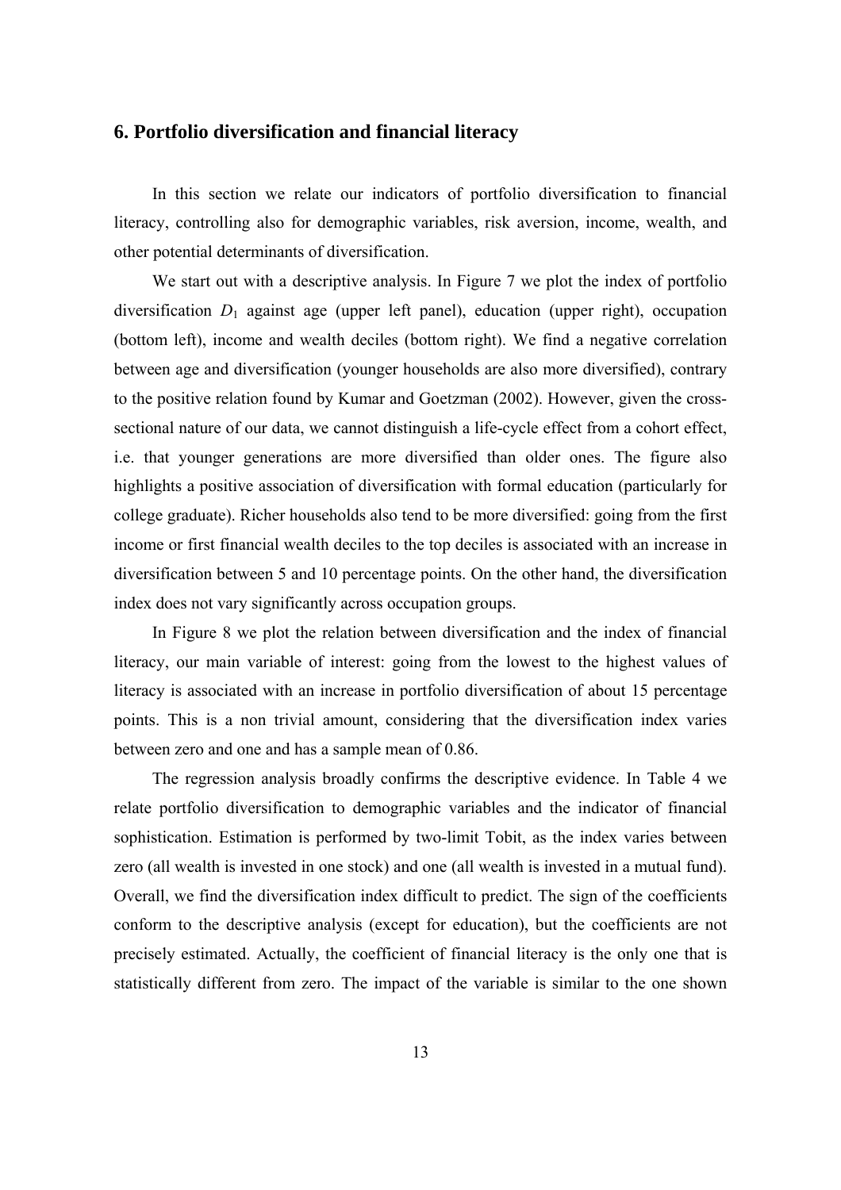## 6. Portfolio diversification and financial literacy

In this section we relate our indicators of portfolio diversification to financial literacy, controlling also for demographic variables, risk aversion, income, wealth, and other potential determinants of diversification.

We start out with a descriptive analysis. In Figure 7 we plot the index of portfolio diversification $D_1$ against age (upper left panel), education (upper right), occupation (bottom left), income and wealth deciles (bottom right). We find a negative correlation between age and diversification (younger households are also more diversified), contrary to the positive relation found by Kumar and Goetzman (2002). However, given the cross-sectional nature of our data, we cannot distinguish a life-cycle effect from a cohort effect, i.e. that younger generations are more diversified than older ones. The figure also highlights a positive association of diversification with formal education (particularly for college graduate). Richer households also tend to be more diversified: going from the first income or first financial wealth deciles to the top deciles is associated with an increase in diversification between 5 and 10 percentage points. On the other hand, the diversification index does not vary significantly across occupation groups.

In Figure 8 we plot the relation between diversification and the index of financial literacy, our main variable of interest: going from the lowest to the highest values of literacy is associated with an increase in portfolio diversification of about 15 percentage points. This is a non trivial amount, considering that the diversification index varies between zero and one and has a sample mean of 0.86.

The regression analysis broadly confirms the descriptive evidence. In Table 4 we relate portfolio diversification to demographic variables and the indicator of financial sophistication. Estimation is performed by two-limit Tobit, as the index varies between zero (all wealth is invested in one stock) and one (all wealth is invested in a mutual fund). Overall, we find the diversification index difficult to predict. The sign of the coefficients conform to the descriptive analysis (except for education), but the coefficients are not precisely estimated. Actually, the coefficient of financial literacy is the only one that is statistically different from zero. The impact of the variable is similar to the one shown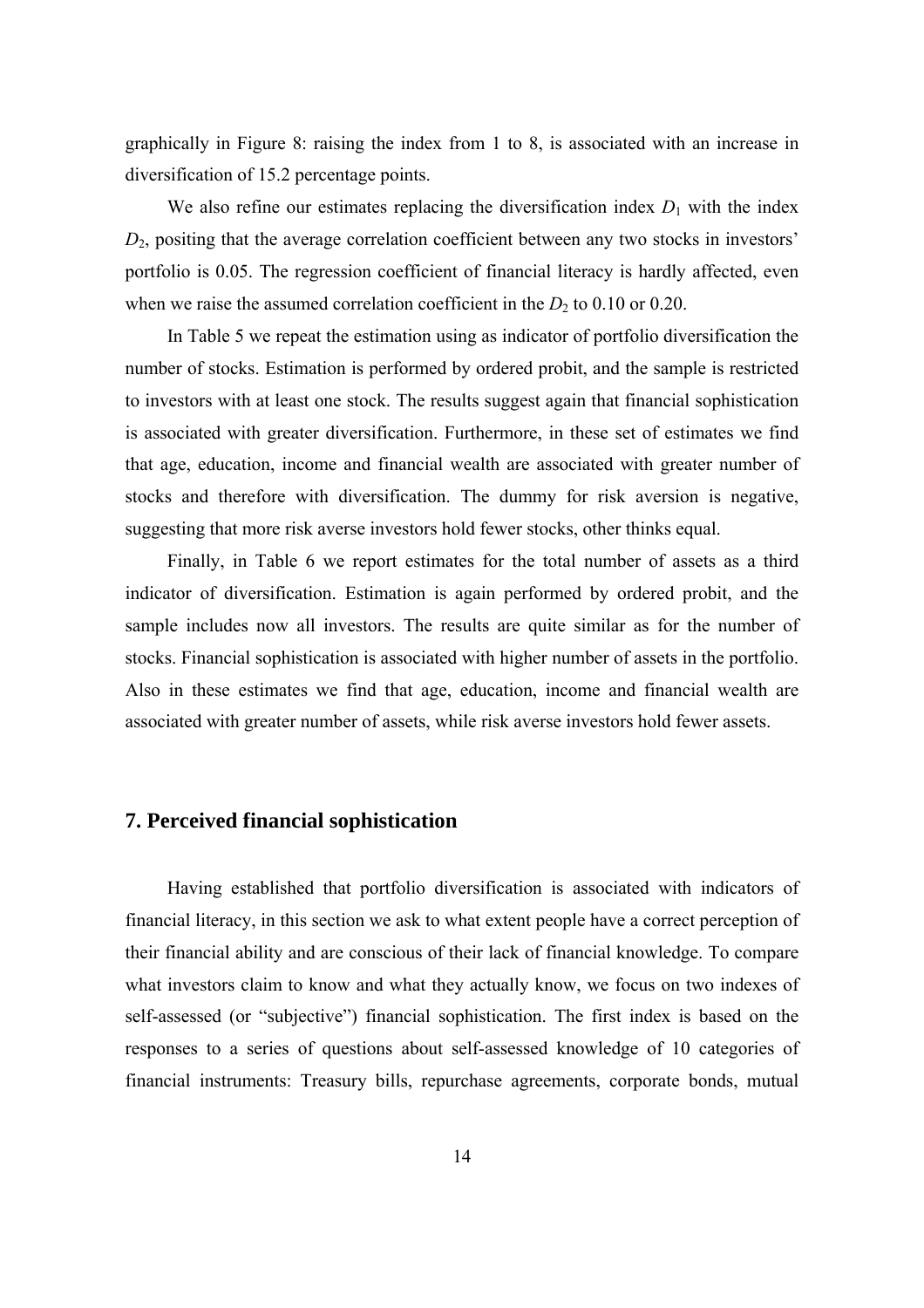graphically in Figure 8: raising the index from 1 to 8, is associated with an increase in diversification of 15.2 percentage points.

We also refine our estimates replacing the diversification index $D_1$ with the index $D_2$, positing that the average correlation coefficient between any two stocks in investors' portfolio is 0.05. The regression coefficient of financial literacy is hardly affected, even when we raise the assumed correlation coefficient in the $D_2$ to 0.10 or 0.20.

In Table 5 we repeat the estimation using as indicator of portfolio diversification the number of stocks. Estimation is performed by ordered probit, and the sample is restricted to investors with at least one stock. The results suggest again that financial sophistication is associated with greater diversification. Furthermore, in these set of estimates we find that age, education, income and financial wealth are associated with greater number of stocks and therefore with diversification. The dummy for risk aversion is negative, suggesting that more risk averse investors hold fewer stocks, other thinks equal.

Finally, in Table 6 we report estimates for the total number of assets as a third indicator of diversification. Estimation is again performed by ordered probit, and the sample includes now all investors. The results are quite similar as for the number of stocks. Financial sophistication is associated with higher number of assets in the portfolio. Also in these estimates we find that age, education, income and financial wealth are associated with greater number of assets, while risk averse investors hold fewer assets.

## 7. Perceived financial sophistication

Having established that portfolio diversification is associated with indicators of financial literacy, in this section we ask to what extent people have a correct perception of their financial ability and are conscious of their lack of financial knowledge. To compare what investors claim to know and what they actually know, we focus on two indexes of self-assessed (or "subjective") financial sophistication. The first index is based on the responses to a series of questions about self-assessed knowledge of 10 categories of financial instruments: Treasury bills, repurchase agreements, corporate bonds, mutual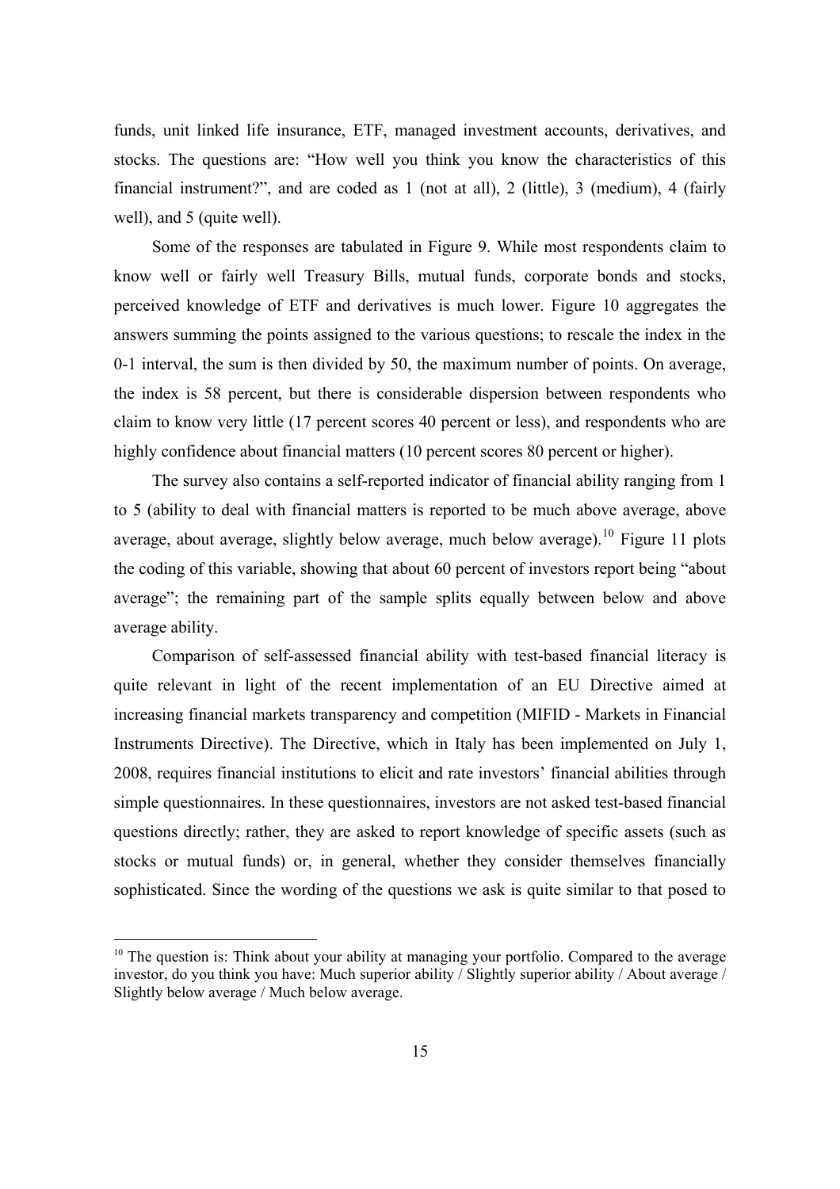funds, unit linked life insurance, ETF, managed investment accounts, derivatives, and stocks. The questions are: "How well you think you know the characteristics of this financial instrument?", and are coded as 1 (not at all), 2 (little), 3 (medium), 4 (fairly well), and 5 (quite well).

Some of the responses are tabulated in Figure 9. While most respondents claim to know well or fairly well Treasury Bills, mutual funds, corporate bonds and stocks, perceived knowledge of ETF and derivatives is much lower. Figure 10 aggregates the answers summing the points assigned to the various questions; to rescale the index in the 0-1 interval, the sum is then divided by 50, the maximum number of points. On average, the index is 58 percent, but there is considerable dispersion between respondents who claim to know very little (17 percent scores 40 percent or less), and respondents who are highly confidence about financial matters (10 percent scores 80 percent or higher).

The survey also contains a self-reported indicator of financial ability ranging from 1 to 5 (ability to deal with financial matters is reported to be much above average, above average, about average, slightly below average, much below average).[10] Figure 11 plots the coding of this variable, showing that about 60 percent of investors report being "about average"; the remaining part of the sample splits equally between below and above average ability.

Comparison of self-assessed financial ability with test-based financial literacy is quite relevant in light of the recent implementation of an EU Directive aimed at increasing financial markets transparency and competition (MIFID - Markets in Financial Instruments Directive). The Directive, which in Italy has been implemented on July 1, 2008, requires financial institutions to elicit and rate investors' financial abilities through simple questionnaires. In these questionnaires, investors are not asked test-based financial questions directly; rather, they are asked to report knowledge of specific assets (such as stocks or mutual funds) or, in general, whether they consider themselves financially sophisticated. Since the wording of the questions we ask is quite similar to that posed to

[10] The question is: Think about your ability at managing your portfolio. Compared to the average investor, do you think you have: Much superior ability / Slightly superior ability / About average / Slightly below average / Much below average.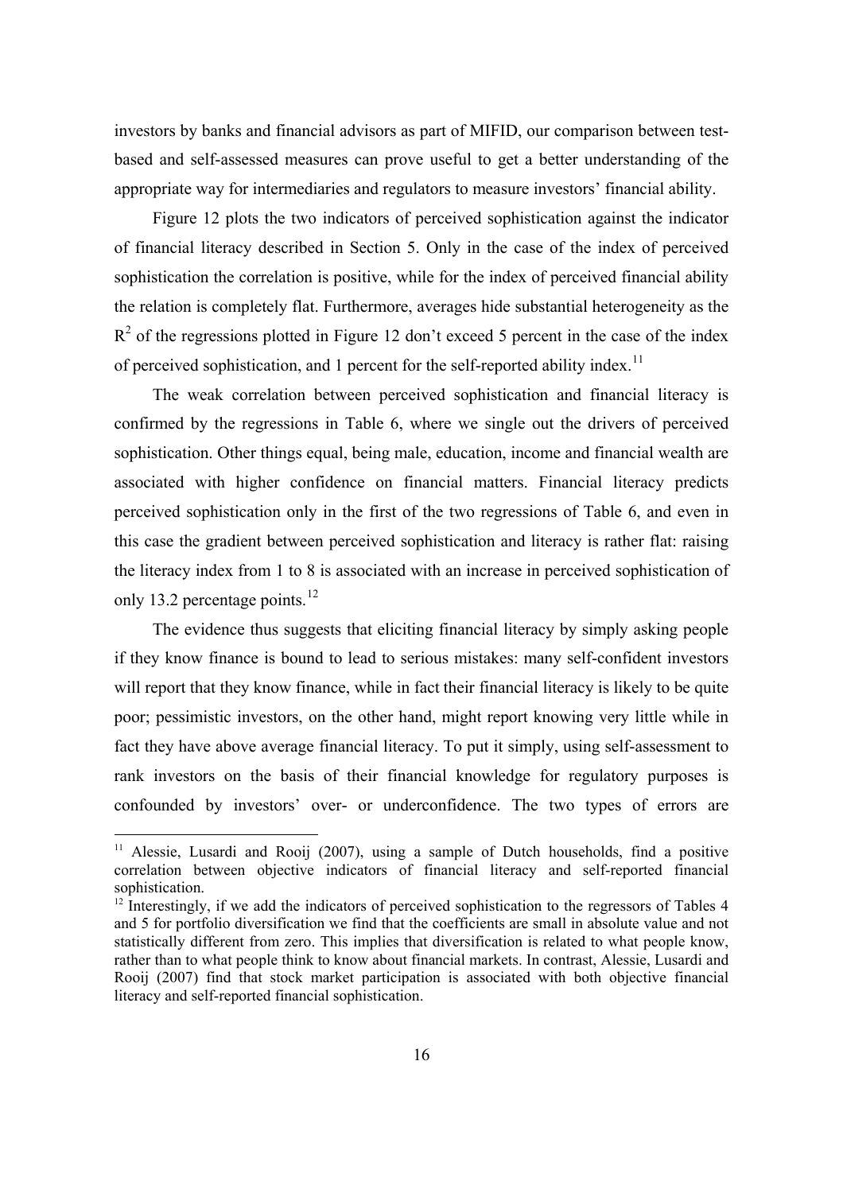investors by banks and financial advisors as part of MIFID, our comparison between test-based and self-assessed measures can prove useful to get a better understanding of the appropriate way for intermediaries and regulators to measure investors' financial ability.

Figure 12 plots the two indicators of perceived sophistication against the indicator of financial literacy described in Section 5. Only in the case of the index of perceived sophistication the correlation is positive, while for the index of perceived financial ability the relation is completely flat. Furthermore, averages hide substantial heterogeneity as the $R^2$ of the regressions plotted in Figure 12 don't exceed 5 percent in the case of the index of perceived sophistication, and 1 percent for the self-reported ability index.[11]

The weak correlation between perceived sophistication and financial literacy is confirmed by the regressions in Table 6, where we single out the drivers of perceived sophistication. Other things equal, being male, education, income and financial wealth are associated with higher confidence on financial matters. Financial literacy predicts perceived sophistication only in the first of the two regressions of Table 6, and even in this case the gradient between perceived sophistication and literacy is rather flat: raising the literacy index from 1 to 8 is associated with an increase in perceived sophistication of only 13.2 percentage points.[12]

The evidence thus suggests that eliciting financial literacy by simply asking people if they know finance is bound to lead to serious mistakes: many self-confident investors will report that they know finance, while in fact their financial literacy is likely to be quite poor; pessimistic investors, on the other hand, might report knowing very little while in fact they have above average financial literacy. To put it simply, using self-assessment to rank investors on the basis of their financial knowledge for regulatory purposes is confounded by investors' over- or underconfidence. The two types of errors are

[11] Alessie, Lusardi and Rooij (2007), using a sample of Dutch households, find a positive correlation between objective indicators of financial literacy and self-reported financial sophistication.

[12] Interestingly, if we add the indicators of perceived sophistication to the regressors of Tables 4 and 5 for portfolio diversification we find that the coefficients are small in absolute value and not statistically different from zero. This implies that diversification is related to what people know, rather than to what people think to know about financial markets. In contrast, Alessie, Lusardi and Rooij (2007) find that stock market participation is associated with both objective financial literacy and self-reported financial sophistication.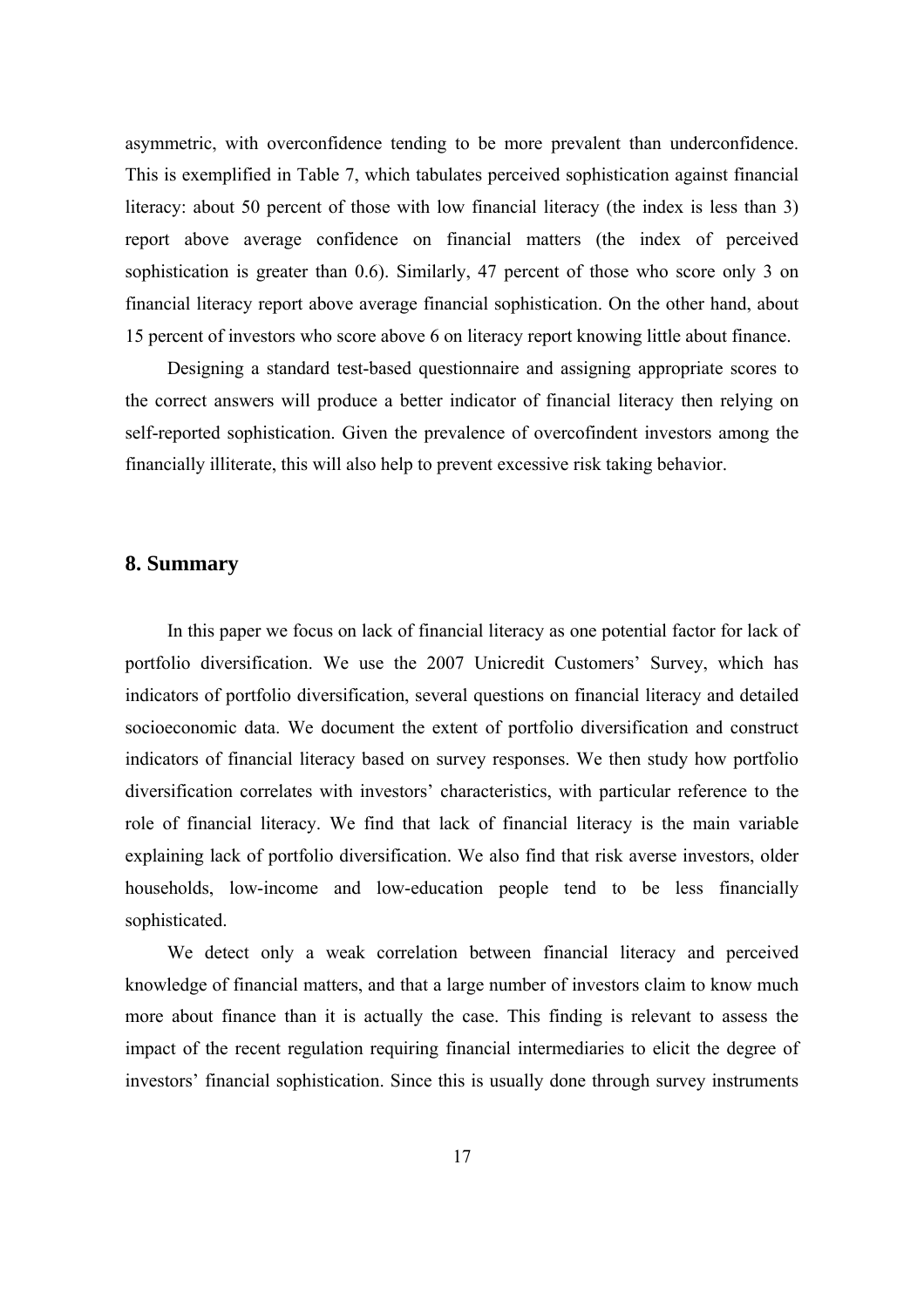asymmetric, with overconfidence tending to be more prevalent than underconfidence. This is exemplified in Table 7, which tabulates perceived sophistication against financial literacy: about 50 percent of those with low financial literacy (the index is less than 3) report above average confidence on financial matters (the index of perceived sophistication is greater than 0.6). Similarly, 47 percent of those who score only 3 on financial literacy report above average financial sophistication. On the other hand, about 15 percent of investors who score above 6 on literacy report knowing little about finance.

Designing a standard test-based questionnaire and assigning appropriate scores to the correct answers will produce a better indicator of financial literacy then relying on self-reported sophistication. Given the prevalence of overcofindent investors among the financially illiterate, this will also help to prevent excessive risk taking behavior.

## 8. Summary

In this paper we focus on lack of financial literacy as one potential factor for lack of portfolio diversification. We use the 2007 Unicredit Customers' Survey, which has indicators of portfolio diversification, several questions on financial literacy and detailed socioeconomic data. We document the extent of portfolio diversification and construct indicators of financial literacy based on survey responses. We then study how portfolio diversification correlates with investors' characteristics, with particular reference to the role of financial literacy. We find that lack of financial literacy is the main variable explaining lack of portfolio diversification. We also find that risk averse investors, older households, low-income and low-education people tend to be less financially sophisticated.

We detect only a weak correlation between financial literacy and perceived knowledge of financial matters, and that a large number of investors claim to know much more about finance than it is actually the case. This finding is relevant to assess the impact of the recent regulation requiring financial intermediaries to elicit the degree of investors' financial sophistication. Since this is usually done through survey instruments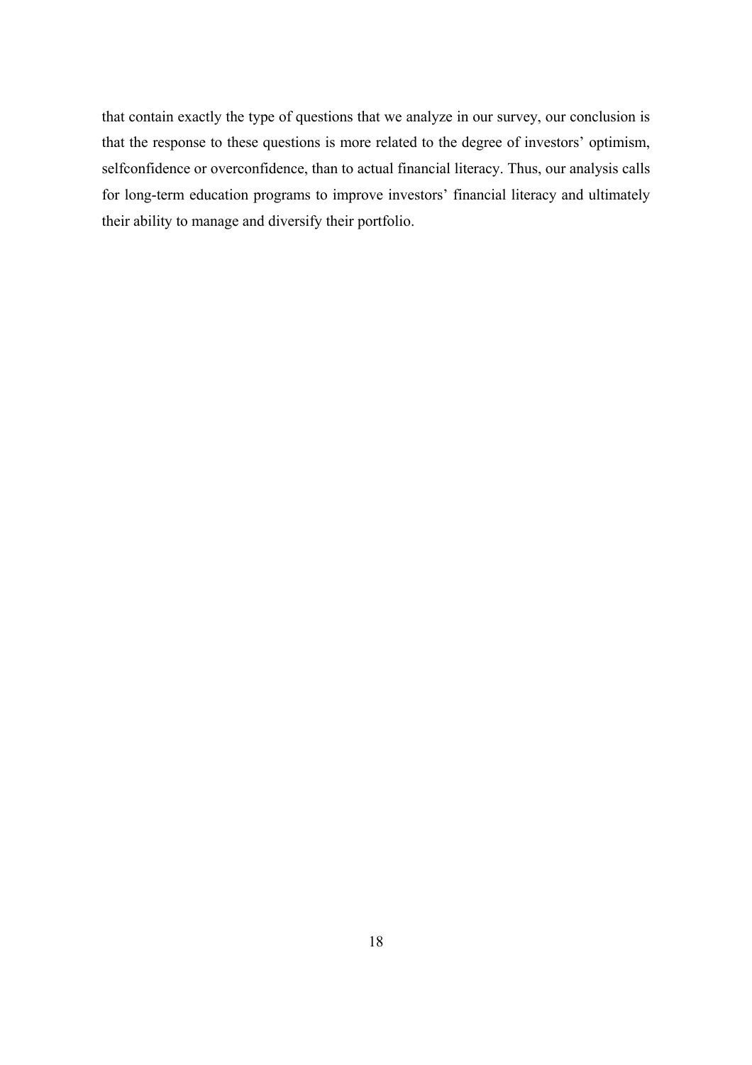that contain exactly the type of questions that we analyze in our survey, our conclusion is that the response to these questions is more related to the degree of investors' optimism, selfconfidence or overconfidence, than to actual financial literacy. Thus, our analysis calls for long-term education programs to improve investors' financial literacy and ultimately their ability to manage and diversify their portfolio.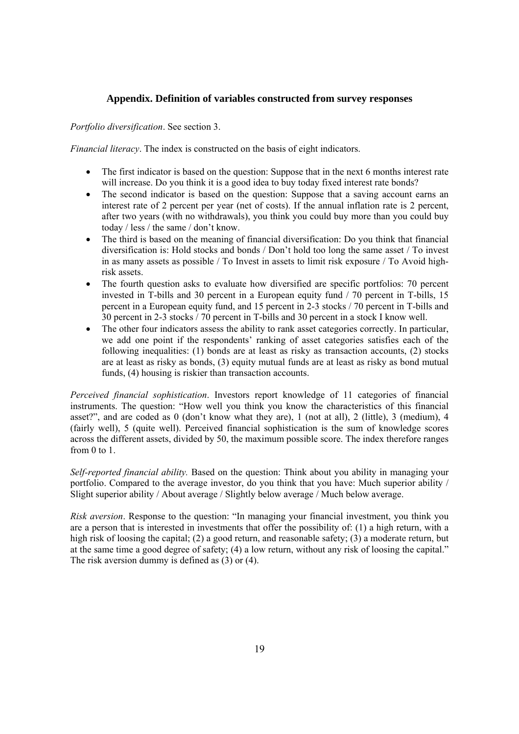## Appendix. Definition of variables constructed from survey responses

*Portfolio diversification*. See section 3.

*Financial literacy*. The index is constructed on the basis of eight indicators.

- The first indicator is based on the question: Suppose that in the next 6 months interest rate will increase. Do you think it is a good idea to buy today fixed interest rate bonds?
- The second indicator is based on the question: Suppose that a saving account earns an interest rate of 2 percent per year (net of costs). If the annual inflation rate is 2 percent, after two years (with no withdrawals), you think you could buy more than you could buy today / less / the same / don't know.
- The third is based on the meaning of financial diversification: Do you think that financial diversification is: Hold stocks and bonds / Don't hold too long the same asset / To invest in as many assets as possible / To Invest in assets to limit risk exposure / To Avoid high-risk assets.
- The fourth question asks to evaluate how diversified are specific portfolios: 70 percent invested in T-bills and 30 percent in a European equity fund / 70 percent in T-bills, 15 percent in a European equity fund, and 15 percent in 2-3 stocks / 70 percent in T-bills and 30 percent in 2-3 stocks / 70 percent in T-bills and 30 percent in a stock I know well.
- The other four indicators assess the ability to rank asset categories correctly. In particular, we add one point if the respondents' ranking of asset categories satisfies each of the following inequalities: (1) bonds are at least as risky as transaction accounts, (2) stocks are at least as risky as bonds, (3) equity mutual funds are at least as risky as bond mutual funds, (4) housing is riskier than transaction accounts.

*Perceived financial sophistication*. Investors report knowledge of 11 categories of financial instruments. The question: "How well you think you know the characteristics of this financial asset?", and are coded as 0 (don't know what they are), 1 (not at all), 2 (little), 3 (medium), 4 (fairly well), 5 (quite well). Perceived financial sophistication is the sum of knowledge scores across the different assets, divided by 50, the maximum possible score. The index therefore ranges from 0 to 1.

*Self-reported financial ability.* Based on the question: Think about you ability in managing your portfolio. Compared to the average investor, do you think that you have: Much superior ability / Slight superior ability / About average / Slightly below average / Much below average.

*Risk aversion*. Response to the question: "In managing your financial investment, you think you are a person that is interested in investments that offer the possibility of: (1) a high return, with a high risk of loosing the capital; (2) a good return, and reasonable safety; (3) a moderate return, but at the same time a good degree of safety; (4) a low return, without any risk of loosing the capital." The risk aversion dummy is defined as (3) or (4).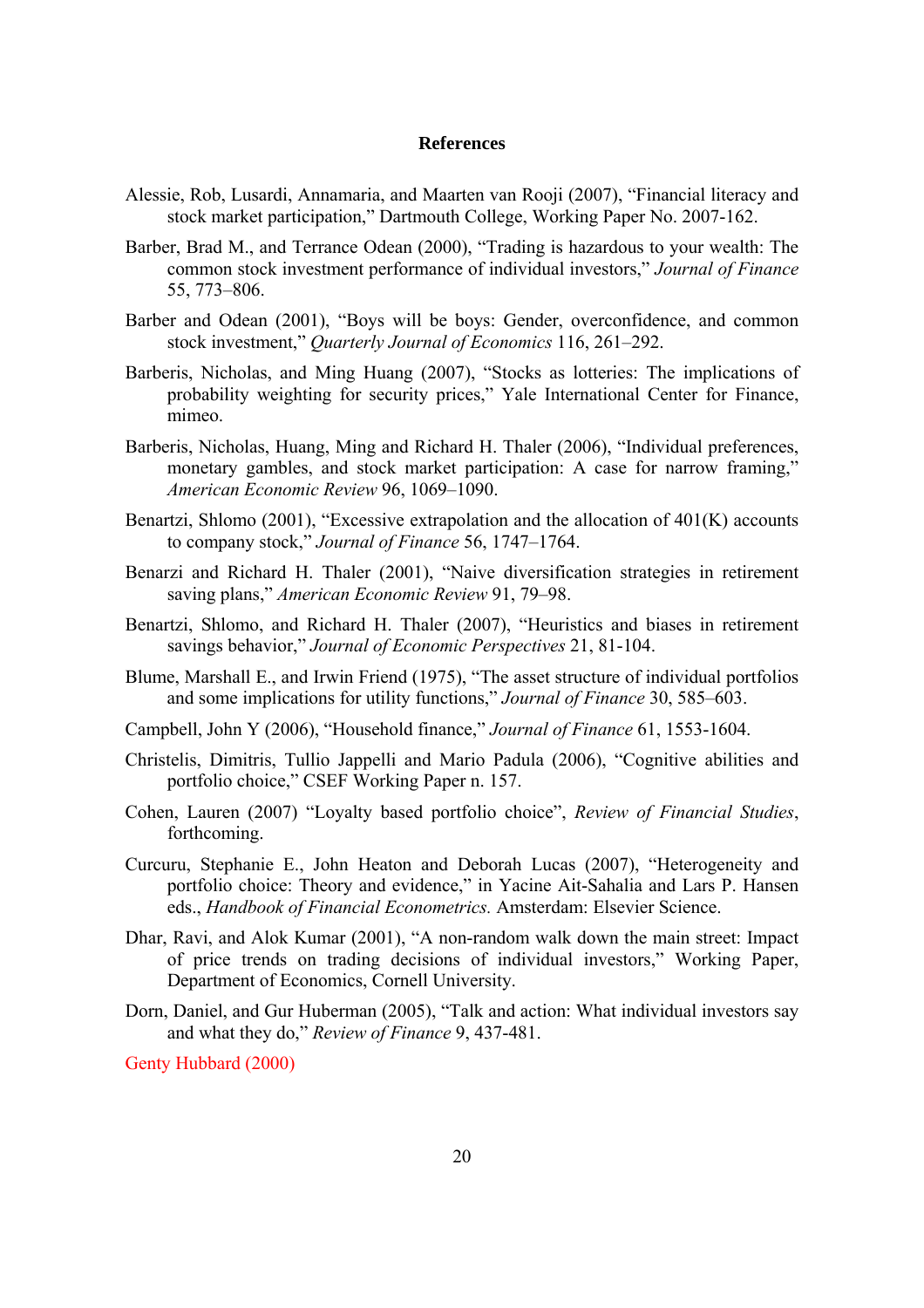## References

Alessie, Rob, Lusardi, Annamaria, and Maarten van Rooji (2007), "Financial literacy and stock market participation," Dartmouth College, Working Paper No. 2007-162.

Barber, Brad M., and Terrance Odean (2000), "Trading is hazardous to your wealth: The common stock investment performance of individual investors," *Journal of Finance* 55, 773–806.

Barber and Odean (2001), "Boys will be boys: Gender, overconfidence, and common stock investment," *Quarterly Journal of Economics* 116, 261–292.

Barberis, Nicholas, and Ming Huang (2007), "Stocks as lotteries: The implications of probability weighting for security prices," Yale International Center for Finance, mimeo.

Barberis, Nicholas, Huang, Ming and Richard H. Thaler (2006), "Individual preferences, monetary gambles, and stock market participation: A case for narrow framing," *American Economic Review* 96, 1069–1090.

Benartzi, Shlomo (2001), "Excessive extrapolation and the allocation of 401(K) accounts to company stock," *Journal of Finance* 56, 1747–1764.

Benarzi and Richard H. Thaler (2001), "Naive diversification strategies in retirement saving plans," *American Economic Review* 91, 79–98.

Benartzi, Shlomo, and Richard H. Thaler (2007), "Heuristics and biases in retirement savings behavior," *Journal of Economic Perspectives* 21, 81-104.

Blume, Marshall E., and Irwin Friend (1975), "The asset structure of individual portfolios and some implications for utility functions," *Journal of Finance* 30, 585–603.

Campbell, John Y (2006), "Household finance," *Journal of Finance* 61, 1553-1604.

Christelis, Dimitris, Tullio Jappelli and Mario Padula (2006), "Cognitive abilities and portfolio choice," CSEF Working Paper n. 157.

Cohen, Lauren (2007) "Loyalty based portfolio choice", *Review of Financial Studies*, forthcoming.

Curcuru, Stephanie E., John Heaton and Deborah Lucas (2007), "Heterogeneity and portfolio choice: Theory and evidence," in Yacine Ait-Sahalia and Lars P. Hansen eds., *Handbook of Financial Econometrics.* Amsterdam: Elsevier Science.

Dhar, Ravi, and Alok Kumar (2001), "A non-random walk down the main street: Impact of price trends on trading decisions of individual investors," Working Paper, Department of Economics, Cornell University.

Dorn, Daniel, and Gur Huberman (2005), "Talk and action: What individual investors say and what they do," *Review of Finance* 9, 437-481.

Genty Hubbard (2000)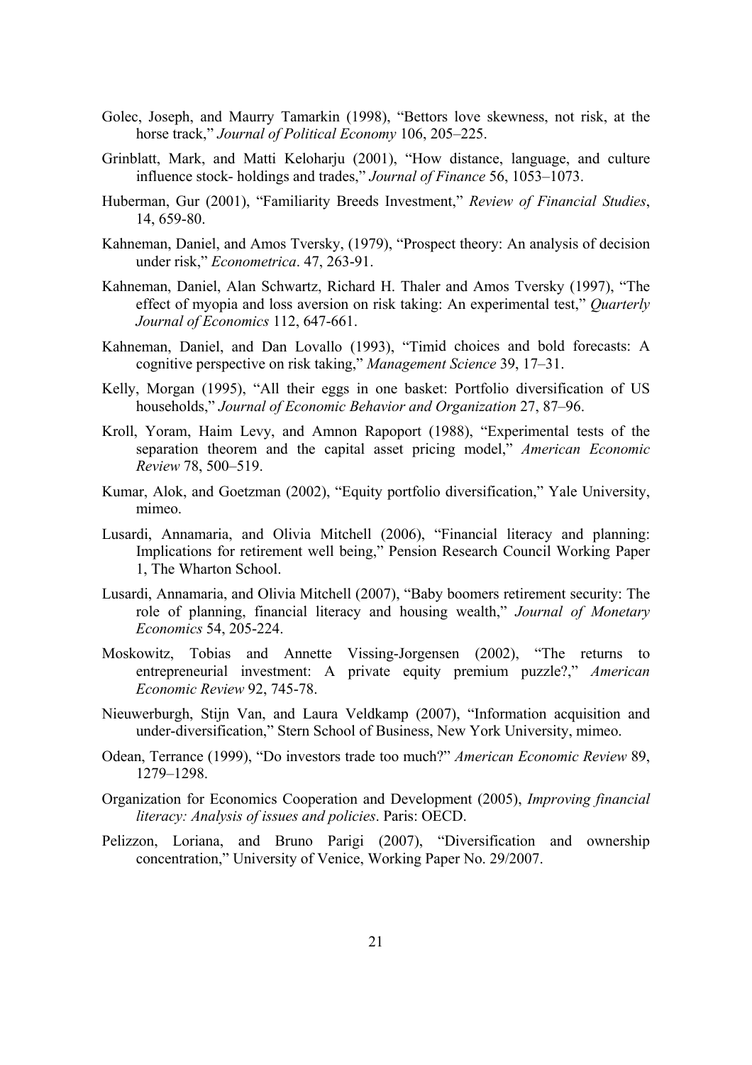Golec, Joseph, and Maurry Tamarkin (1998), "Bettors love skewness, not risk, at the horse track," *Journal of Political Economy* 106, 205–225.

Grinblatt, Mark, and Matti Keloharju (2001), "How distance, language, and culture influence stock- holdings and trades," *Journal of Finance* 56, 1053–1073.

Huberman, Gur (2001), "Familiarity Breeds Investment," *Review of Financial Studies*, 14, 659-80.

Kahneman, Daniel, and Amos Tversky, (1979), "Prospect theory: An analysis of decision under risk," *Econometrica*. 47, 263-91.

Kahneman, Daniel, Alan Schwartz, Richard H. Thaler and Amos Tversky (1997), "The effect of myopia and loss aversion on risk taking: An experimental test," *Quarterly Journal of Economics* 112, 647-661.

Kahneman, Daniel, and Dan Lovallo (1993), "Timid choices and bold forecasts: A cognitive perspective on risk taking," *Management Science* 39, 17–31.

Kelly, Morgan (1995), "All their eggs in one basket: Portfolio diversification of US households," *Journal of Economic Behavior and Organization* 27, 87–96.

Kroll, Yoram, Haim Levy, and Amnon Rapoport (1988), "Experimental tests of the separation theorem and the capital asset pricing model," *American Economic Review* 78, 500–519.

Kumar, Alok, and Goetzman (2002), "Equity portfolio diversification," Yale University, mimeo.

Lusardi, Annamaria, and Olivia Mitchell (2006), "Financial literacy and planning: Implications for retirement well being," Pension Research Council Working Paper 1, The Wharton School.

Lusardi, Annamaria, and Olivia Mitchell (2007), "Baby boomers retirement security: The role of planning, financial literacy and housing wealth," *Journal of Monetary Economics* 54, 205-224.

Moskowitz, Tobias and Annette Vissing-Jorgensen (2002), "The returns to entrepreneurial investment: A private equity premium puzzle?," *American Economic Review* 92, 745-78.

Nieuwerburgh, Stijn Van, and Laura Veldkamp (2007), "Information acquisition and under-diversification," Stern School of Business, New York University, mimeo.

Odean, Terrance (1999), "Do investors trade too much?" *American Economic Review* 89, 1279–1298.

Organization for Economics Cooperation and Development (2005), *Improving financial literacy: Analysis of issues and policies*. Paris: OECD.

Pelizzon, Loriana, and Bruno Parigi (2007), "Diversification and ownership concentration," University of Venice, Working Paper No. 29/2007.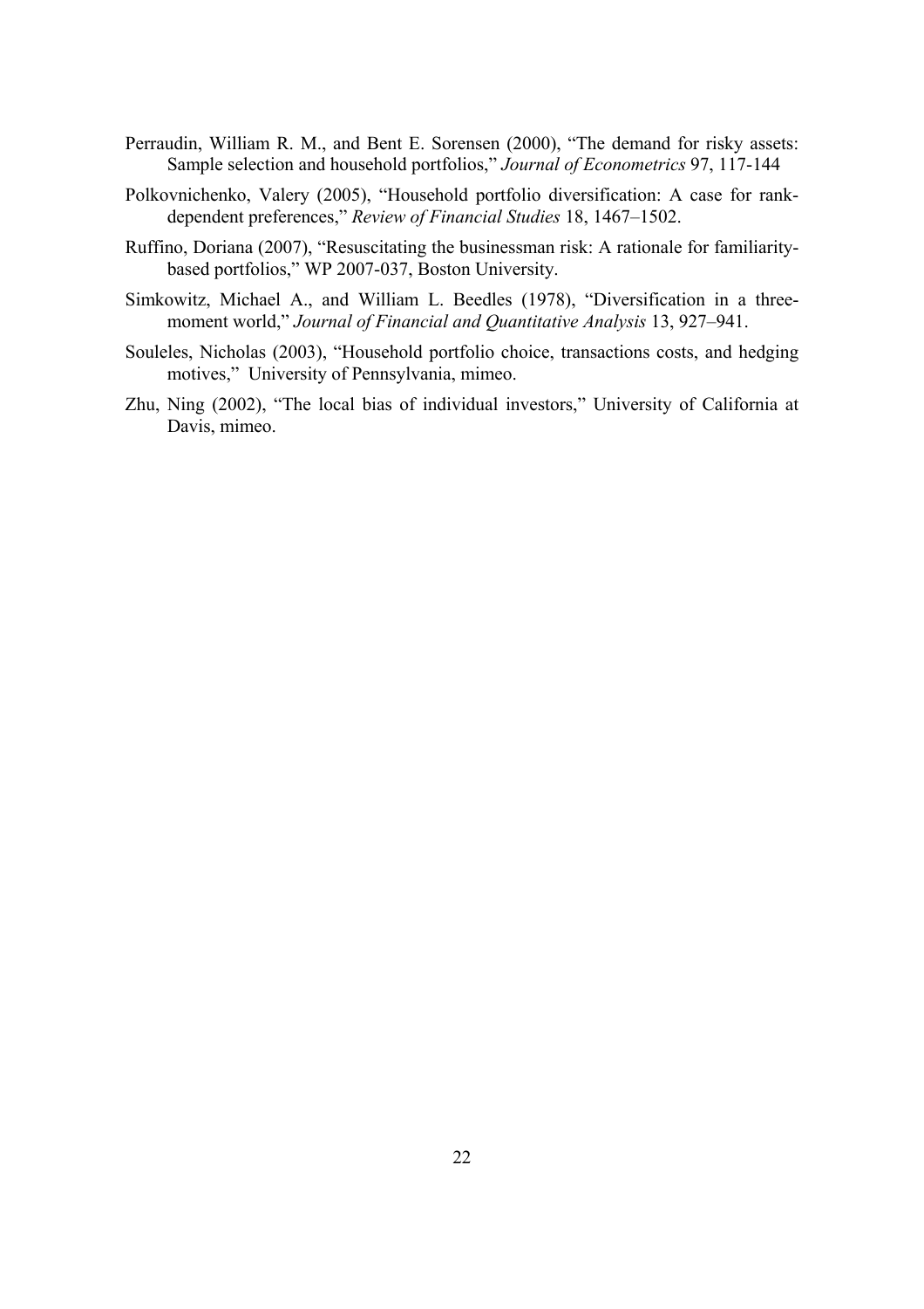Perraudin, William R. M., and Bent E. Sorensen (2000), "The demand for risky assets: Sample selection and household portfolios," *Journal of Econometrics* 97, 117-144

Polkovnichenko, Valery (2005), "Household portfolio diversification: A case for rank-dependent preferences," *Review of Financial Studies* 18, 1467–1502.

Ruffino, Doriana (2007), "Resuscitating the businessman risk: A rationale for familiarity-based portfolios," WP 2007-037, Boston University.

Simkowitz, Michael A., and William L. Beedles (1978), "Diversification in a three-moment world," *Journal of Financial and Quantitative Analysis* 13, 927–941.

Souleles, Nicholas (2003), "Household portfolio choice, transactions costs, and hedging motives," University of Pennsylvania, mimeo.

Zhu, Ning (2002), "The local bias of individual investors," University of California at Davis, mimeo.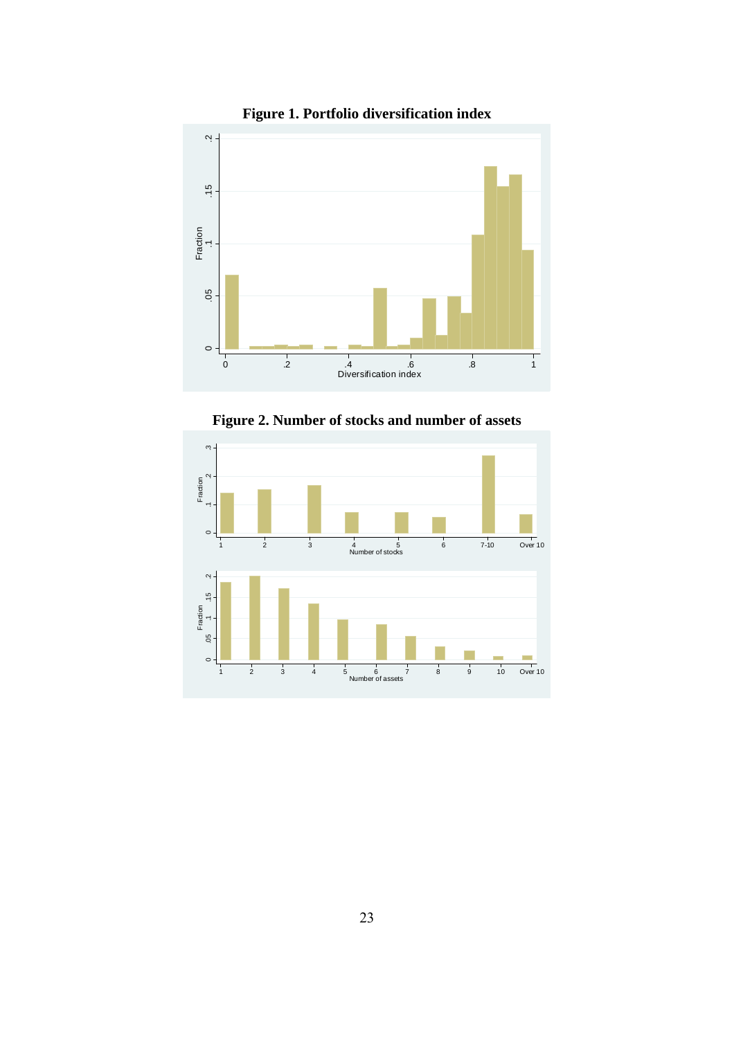**Figure 1. Portfolio diversification index**

**Figure 2. Number of stocks and number of assets**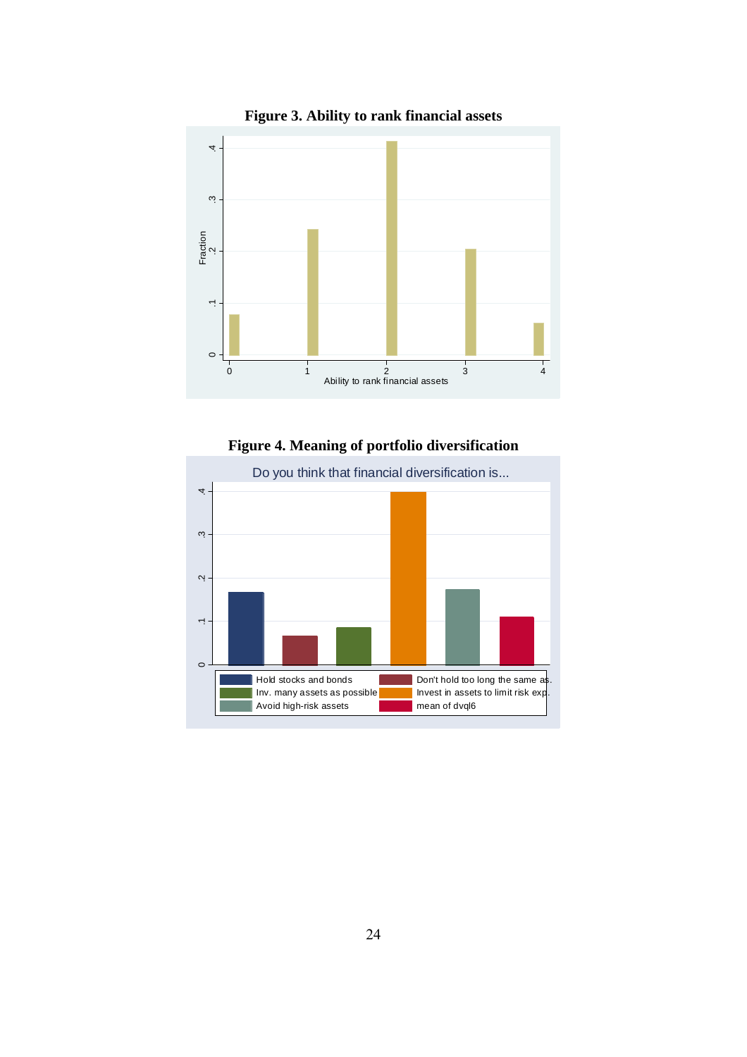**Figure 3. Ability to rank financial assets**

**Figure 4. Meaning of portfolio diversification**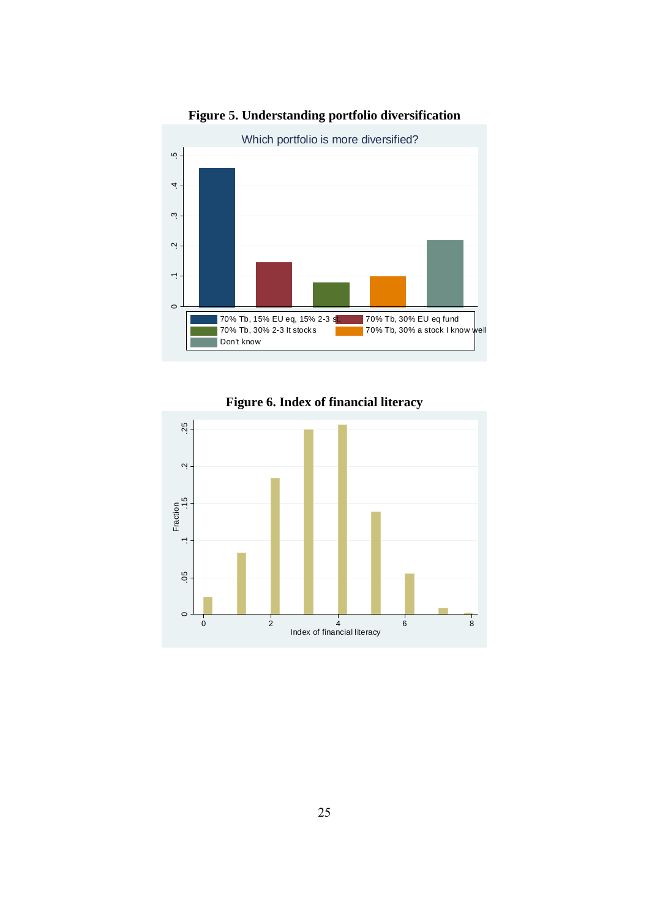**Figure 5. Understanding portfolio diversification**

Which portfolio is more diversified?

**Figure 6. Index of financial literacy**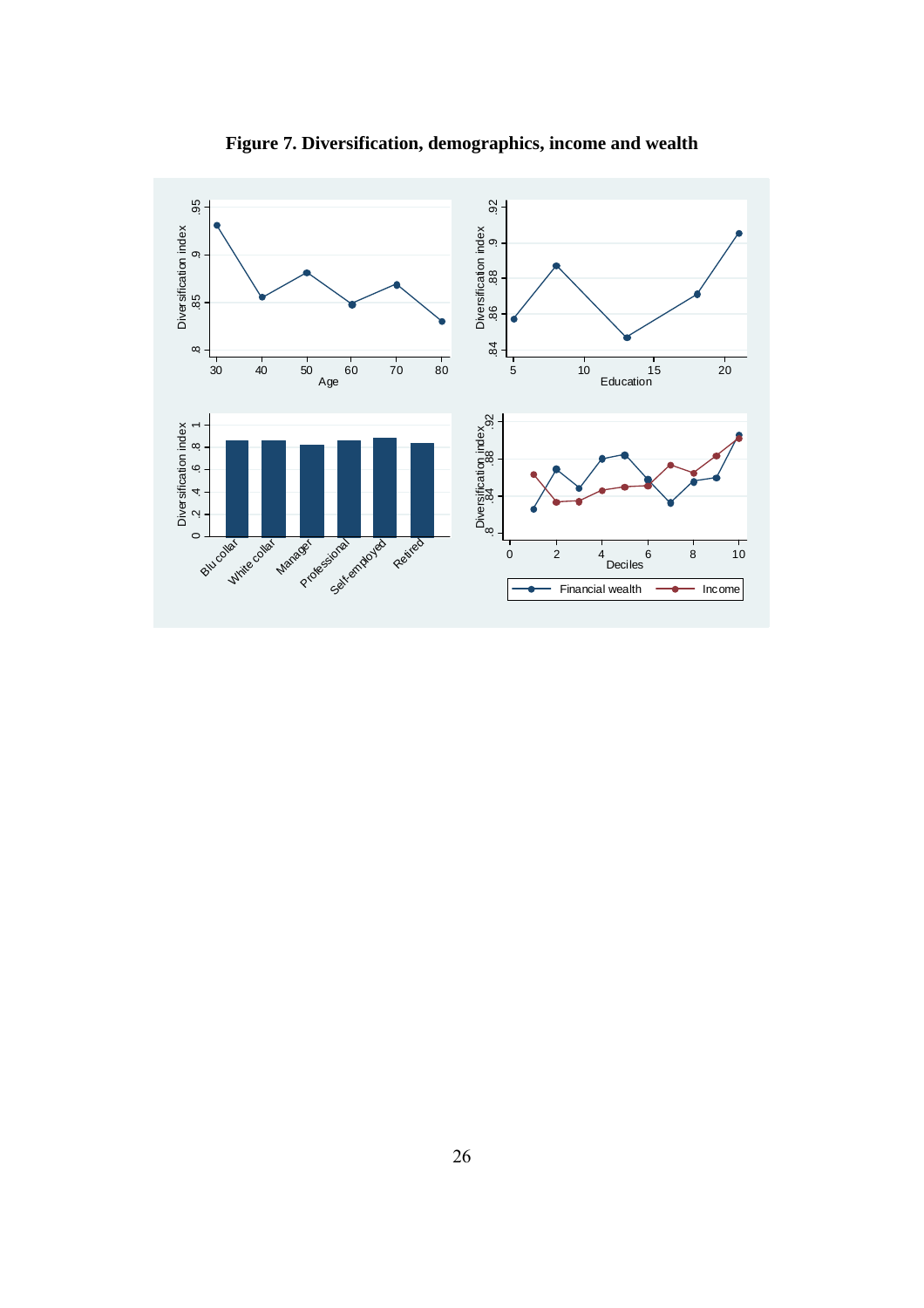**Figure 7. Diversification, demographics, income and wealth**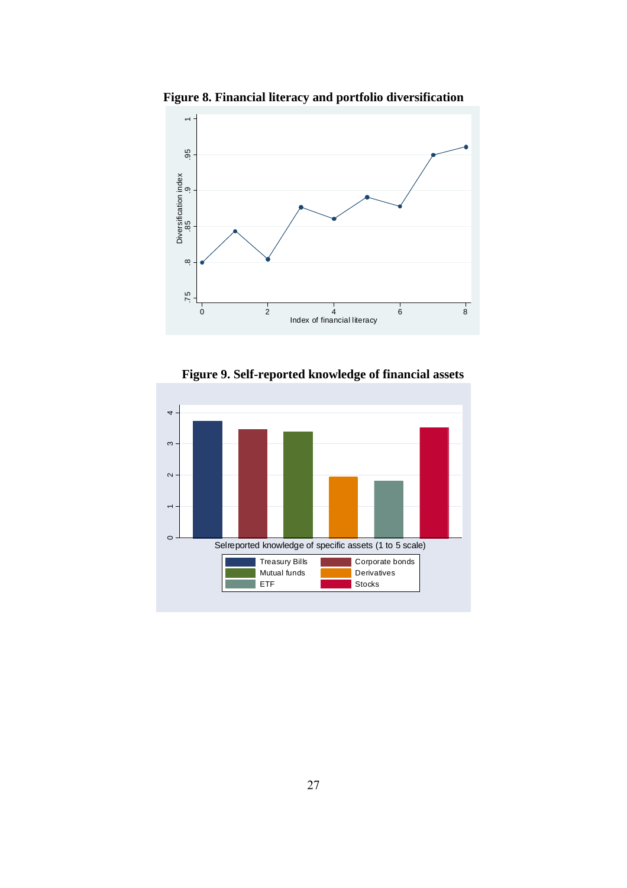**Figure 8. Financial literacy and portfolio diversification**

**Figure 9. Self-reported knowledge of financial assets**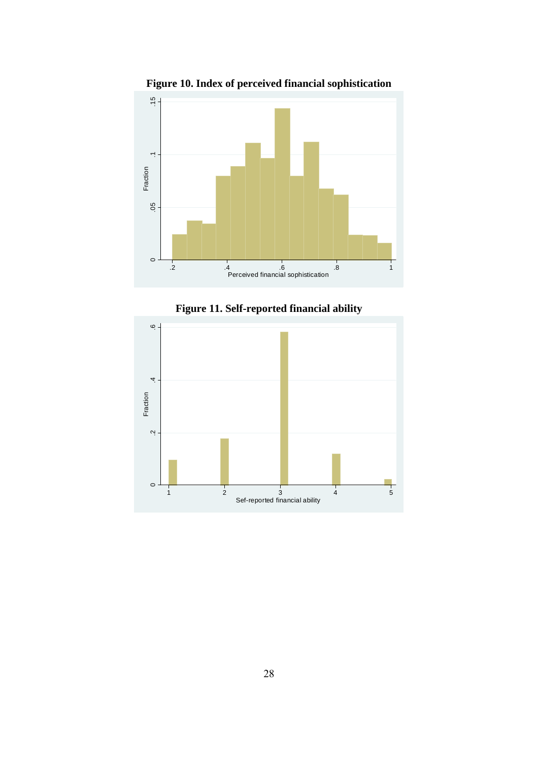**Figure 10. Index of perceived financial sophistication**

**Figure 11. Self-reported financial ability**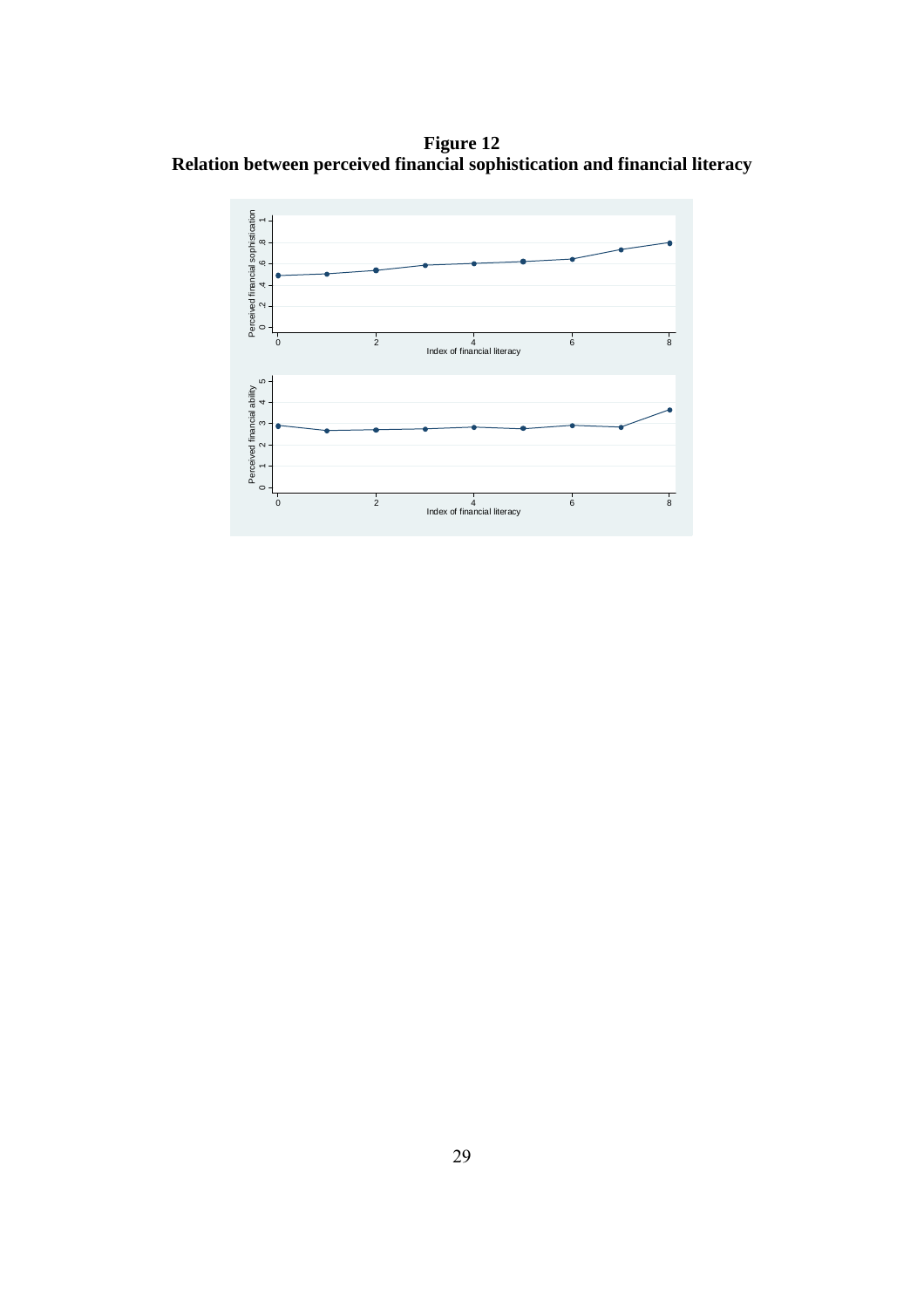**Figure 12**
**Relation between perceived financial sophistication and financial literacy**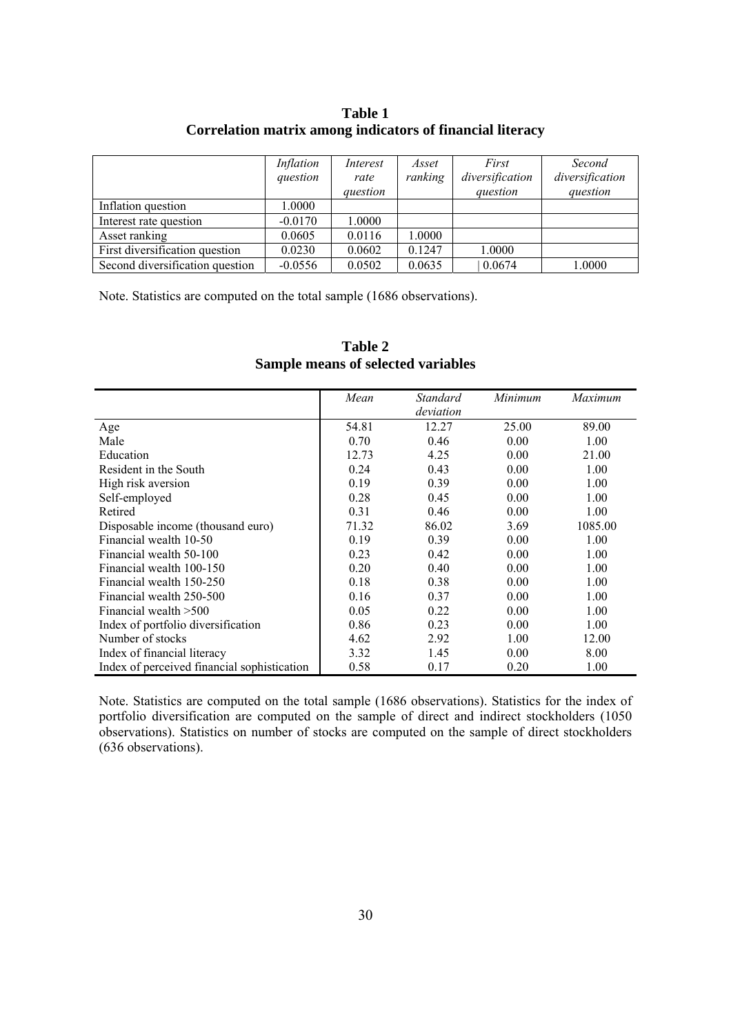**Table 1**
**Correlation matrix among indicators of financial literacy**

| | *Inflation question* | *Interest rate question* | *Asset ranking* | *First diversification question* | *Second diversification question* |
|---|---|---|---|---|---|
| Inflation question | 1.0000 | | | | |
| Interest rate question | -0.0170 | 1.0000 | | | |
| Asset ranking | 0.0605 | 0.0116 | 1.0000 | | |
| First diversification question | 0.0230 | 0.0602 | 0.1247 | 1.0000 | |
| Second diversification question | -0.0556 | 0.0502 | 0.0635 | 0.0674 | 1.0000 |

Note. Statistics are computed on the total sample (1686 observations).

**Table 2**
**Sample means of selected variables**

| | *Mean* | *Standard deviation* | *Minimum* | *Maximum* |
|---|---|---|---|---|
| Age | 54.81 | 12.27 | 25.00 | 89.00 |
| Male | 0.70 | 0.46 | 0.00 | 1.00 |
| Education | 12.73 | 4.25 | 0.00 | 21.00 |
| Resident in the South | 0.24 | 0.43 | 0.00 | 1.00 |
| High risk aversion | 0.19 | 0.39 | 0.00 | 1.00 |
| Self-employed | 0.28 | 0.45 | 0.00 | 1.00 |
| Retired | 0.31 | 0.46 | 0.00 | 1.00 |
| Disposable income (thousand euro) | 71.32 | 86.02 | 3.69 | 1085.00 |
| Financial wealth 10-50 | 0.19 | 0.39 | 0.00 | 1.00 |
| Financial wealth 50-100 | 0.23 | 0.42 | 0.00 | 1.00 |
| Financial wealth 100-150 | 0.20 | 0.40 | 0.00 | 1.00 |
| Financial wealth 150-250 | 0.18 | 0.38 | 0.00 | 1.00 |
| Financial wealth 250-500 | 0.16 | 0.37 | 0.00 | 1.00 |
| Financial wealth >500 | 0.05 | 0.22 | 0.00 | 1.00 |
| Index of portfolio diversification | 0.86 | 0.23 | 0.00 | 1.00 |
| Number of stocks | 4.62 | 2.92 | 1.00 | 12.00 |
| Index of financial literacy | 3.32 | 1.45 | 0.00 | 8.00 |
| Index of perceived financial sophistication | 0.58 | 0.17 | 0.20 | 1.00 |

Note. Statistics are computed on the total sample (1686 observations). Statistics for the index of portfolio diversification are computed on the sample of direct and indirect stockholders (1050 observations). Statistics on number of stocks are computed on the sample of direct stockholders (636 observations).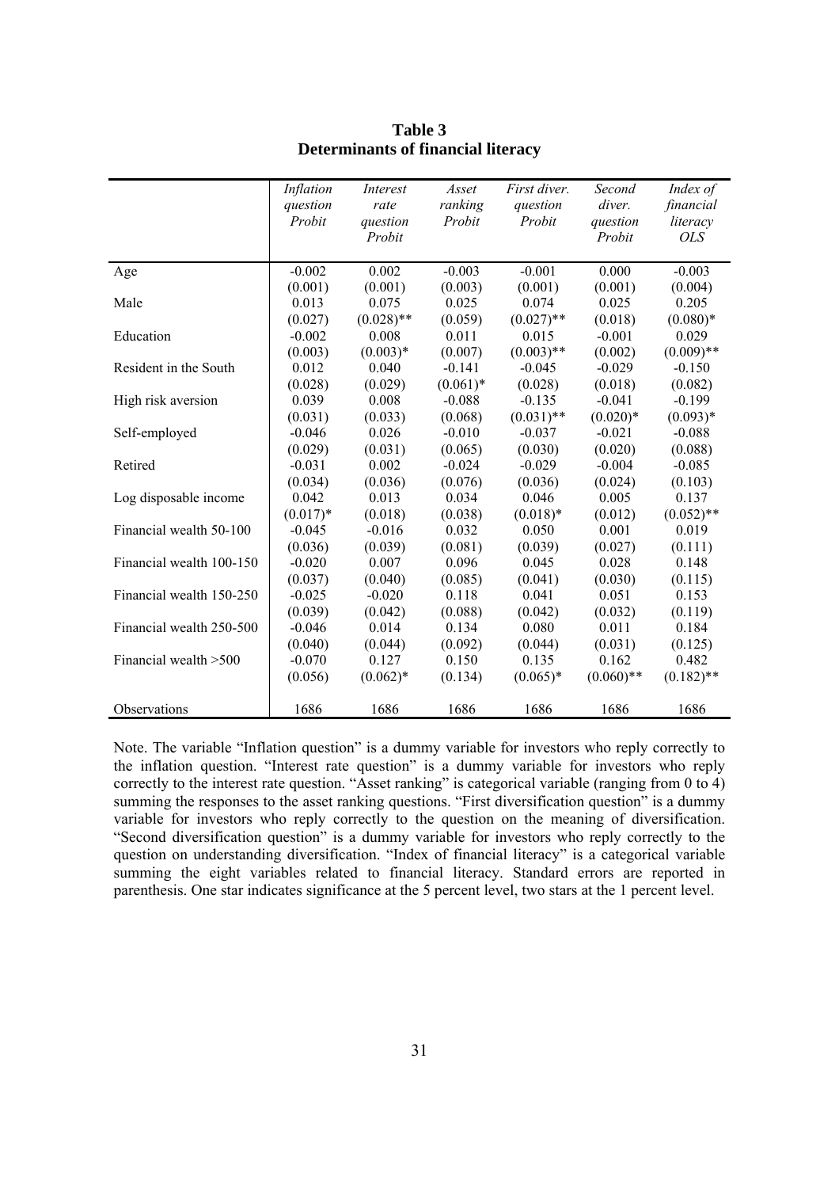**Table 3**
**Determinants of financial literacy**

| | *Inflation question* Probit | *Interest rate question* Probit | *Asset ranking* Probit | *First diver. question* Probit | *Second diver. question* Probit | *Index of financial literacy* *OLS* |
|---|---|---|---|---|---|---|
| Age | -0.002 | 0.002 | -0.003 | -0.001 | 0.000 | -0.003 |
| | (0.001) | (0.001) | (0.003) | (0.001) | (0.001) | (0.004) |
| Male | 0.013 | 0.075 | 0.025 | 0.074 | 0.025 | 0.205 |
| | (0.027) | (0.028)** | (0.059) | (0.027)** | (0.018) | (0.080)* |
| Education | -0.002 | 0.008 | 0.011 | 0.015 | -0.001 | 0.029 |
| | (0.003) | (0.003)* | (0.007) | (0.003)** | (0.002) | (0.009)** |
| Resident in the South | 0.012 | 0.040 | -0.141 | -0.045 | -0.029 | -0.150 |
| | (0.028) | (0.029) | (0.061)* | (0.028) | (0.018) | (0.082) |
| High risk aversion | 0.039 | 0.008 | -0.088 | -0.135 | -0.041 | -0.199 |
| | (0.031) | (0.033) | (0.068) | (0.031)** | (0.020)* | (0.093)* |
| Self-employed | -0.046 | 0.026 | -0.010 | -0.037 | -0.021 | -0.088 |
| | (0.029) | (0.031) | (0.065) | (0.030) | (0.020) | (0.088) |
| Retired | -0.031 | 0.002 | -0.024 | -0.029 | -0.004 | -0.085 |
| | (0.034) | (0.036) | (0.076) | (0.036) | (0.024) | (0.103) |
| Log disposable income | 0.042 | 0.013 | 0.034 | 0.046 | 0.005 | 0.137 |
| | (0.017)* | (0.018) | (0.038) | (0.018)* | (0.012) | (0.052)** |
| Financial wealth 50-100 | -0.045 | -0.016 | 0.032 | 0.050 | 0.001 | 0.019 |
| | (0.036) | (0.039) | (0.081) | (0.039) | (0.027) | (0.111) |
| Financial wealth 100-150 | -0.020 | 0.007 | 0.096 | 0.045 | 0.028 | 0.148 |
| | (0.037) | (0.040) | (0.085) | (0.041) | (0.030) | (0.115) |
| Financial wealth 150-250 | -0.025 | -0.020 | 0.118 | 0.041 | 0.051 | 0.153 |
| | (0.039) | (0.042) | (0.088) | (0.042) | (0.032) | (0.119) |
| Financial wealth 250-500 | -0.046 | 0.014 | 0.134 | 0.080 | 0.011 | 0.184 |
| | (0.040) | (0.044) | (0.092) | (0.044) | (0.031) | (0.125) |
| Financial wealth >500 | -0.070 | 0.127 | 0.150 | 0.135 | 0.162 | 0.482 |
| | (0.056) | (0.062)* | (0.134) | (0.065)* | (0.060)** | (0.182)** |
| Observations | 1686 | 1686 | 1686 | 1686 | 1686 | 1686 |

Note. The variable "Inflation question" is a dummy variable for investors who reply correctly to the inflation question. "Interest rate question" is a dummy variable for investors who reply correctly to the interest rate question. "Asset ranking" is categorical variable (ranging from 0 to 4) summing the responses to the asset ranking questions. "First diversification question" is a dummy variable for investors who reply correctly to the question on the meaning of diversification. "Second diversification question" is a dummy variable for investors who reply correctly to the question on understanding diversification. "Index of financial literacy" is a categorical variable summing the eight variables related to financial literacy. Standard errors are reported in parenthesis. One star indicates significance at the 5 percent level, two stars at the 1 percent level.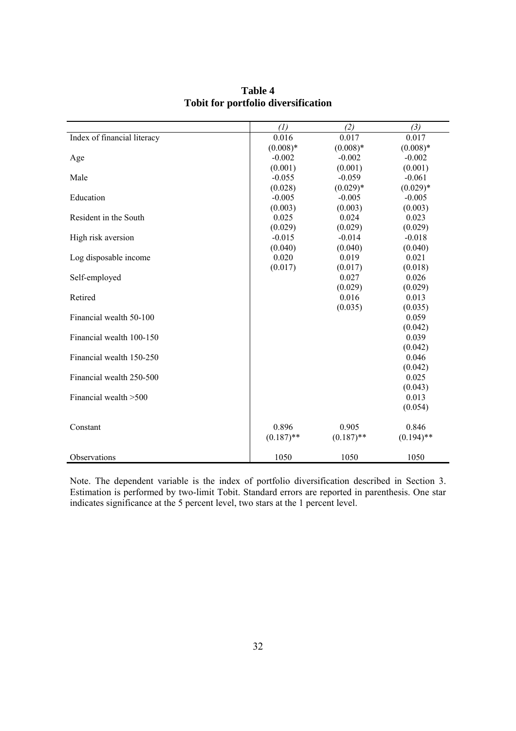# Table 4
## Tobit for portfolio diversification

| | *(1)* | *(2)* | *(3)* |
|---|---|---|---|
| Index of financial literacy | 0.016 | 0.017 | 0.017 |
| | (0.008)* | (0.008)* | (0.008)* |
| Age | -0.002 | -0.002 | -0.002 |
| | (0.001) | (0.001) | (0.001) |
| Male | -0.055 | -0.059 | -0.061 |
| | (0.028) | (0.029)* | (0.029)* |
| Education | -0.005 | -0.005 | -0.005 |
| | (0.003) | (0.003) | (0.003) |
| Resident in the South | 0.025 | 0.024 | 0.023 |
| | (0.029) | (0.029) | (0.029) |
| High risk aversion | -0.015 | -0.014 | -0.018 |
| | (0.040) | (0.040) | (0.040) |
| Log disposable income | 0.020 | 0.019 | 0.021 |
| | (0.017) | (0.017) | (0.018) |
| Self-employed | | 0.027 | 0.026 |
| | | (0.029) | (0.029) |
| Retired | | 0.016 | 0.013 |
| | | (0.035) | (0.035) |
| Financial wealth 50-100 | | | 0.059 |
| | | | (0.042) |
| Financial wealth 100-150 | | | 0.039 |
| | | | (0.042) |
| Financial wealth 150-250 | | | 0.046 |
| | | | (0.042) |
| Financial wealth 250-500 | | | 0.025 |
| | | | (0.043) |
| Financial wealth >500 | | | 0.013 |
| | | | (0.054) |
| Constant | 0.896 | 0.905 | 0.846 |
| | (0.187)** | (0.187)** | (0.194)** |
| Observations | 1050 | 1050 | 1050 |

Note. The dependent variable is the index of portfolio diversification described in Section 3. Estimation is performed by two-limit Tobit. Standard errors are reported in parenthesis. One star indicates significance at the 5 percent level, two stars at the 1 percent level.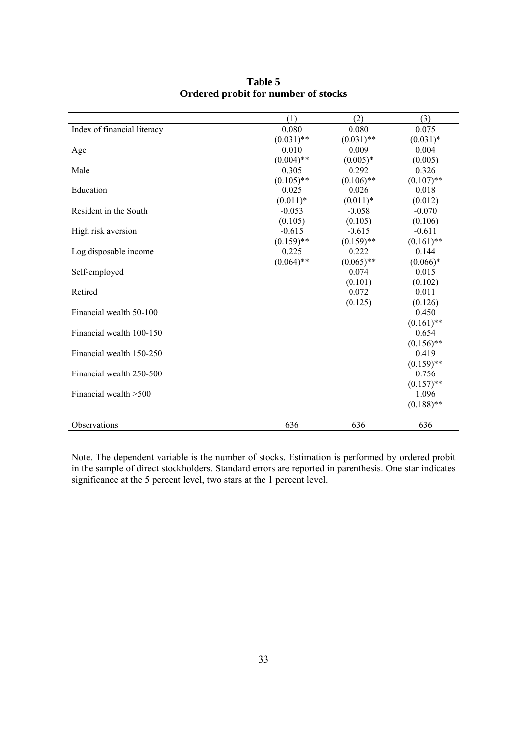**Table 5**
**Ordered probit for number of stocks**

| | (1) | (2) | (3) |
|---|---|---|---|
| Index of financial literacy | 0.080 | 0.080 | 0.075 |
| | (0.031)** | (0.031)** | (0.031)* |
| Age | 0.010 | 0.009 | 0.004 |
| | (0.004)** | (0.005)* | (0.005) |
| Male | 0.305 | 0.292 | 0.326 |
| | (0.105)** | (0.106)** | (0.107)** |
| Education | 0.025 | 0.026 | 0.018 |
| | (0.011)* | (0.011)* | (0.012) |
| Resident in the South | -0.053 | -0.058 | -0.070 |
| | (0.105) | (0.105) | (0.106) |
| High risk aversion | -0.615 | -0.615 | -0.611 |
| | (0.159)** | (0.159)** | (0.161)** |
| Log disposable income | 0.225 | 0.222 | 0.144 |
| | (0.064)** | (0.065)** | (0.066)* |
| Self-employed | | 0.074 | 0.015 |
| | | (0.101) | (0.102) |
| Retired | | 0.072 | 0.011 |
| | | (0.125) | (0.126) |
| Financial wealth 50-100 | | | 0.450 |
| | | | (0.161)** |
| Financial wealth 100-150 | | | 0.654 |
| | | | (0.156)** |
| Financial wealth 150-250 | | | 0.419 |
| | | | (0.159)** |
| Financial wealth 250-500 | | | 0.756 |
| | | | (0.157)** |
| Financial wealth >500 | | | 1.096 |
| | | | (0.188)** |
| Observations | 636 | 636 | 636 |

Note. The dependent variable is the number of stocks. Estimation is performed by ordered probit in the sample of direct stockholders. Standard errors are reported in parenthesis. One star indicates significance at the 5 percent level, two stars at the 1 percent level.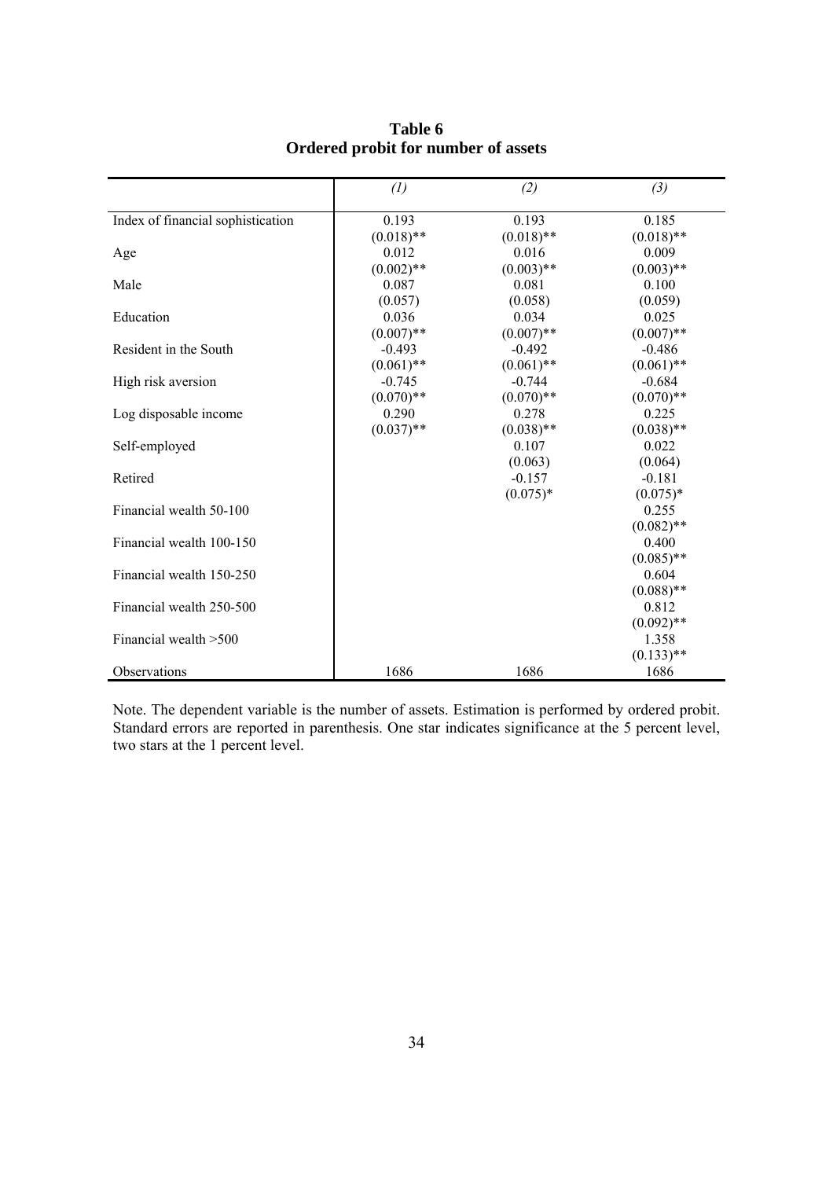**Table 6**
**Ordered probit for number of assets**

| | *(1)* | *(2)* | *(3)* |
|---|---|---|---|
| Index of financial sophistication | 0.193 | 0.193 | 0.185 |
| | (0.018)** | (0.018)** | (0.018)** |
| Age | 0.012 | 0.016 | 0.009 |
| | (0.002)** | (0.003)** | (0.003)** |
| Male | 0.087 | 0.081 | 0.100 |
| | (0.057) | (0.058) | (0.059) |
| Education | 0.036 | 0.034 | 0.025 |
| | (0.007)** | (0.007)** | (0.007)** |
| Resident in the South | -0.493 | -0.492 | -0.486 |
| | (0.061)** | (0.061)** | (0.061)** |
| High risk aversion | -0.745 | -0.744 | -0.684 |
| | (0.070)** | (0.070)** | (0.070)** |
| Log disposable income | 0.290 | 0.278 | 0.225 |
| | (0.037)** | (0.038)** | (0.038)** |
| Self-employed | | 0.107 | 0.022 |
| | | (0.063) | (0.064) |
| Retired | | -0.157 | -0.181 |
| | | (0.075)* | (0.075)* |
| Financial wealth 50-100 | | | 0.255 |
| | | | (0.082)** |
| Financial wealth 100-150 | | | 0.400 |
| | | | (0.085)** |
| Financial wealth 150-250 | | | 0.604 |
| | | | (0.088)** |
| Financial wealth 250-500 | | | 0.812 |
| | | | (0.092)** |
| Financial wealth >500 | | | 1.358 |
| | | | (0.133)** |
| Observations | 1686 | 1686 | 1686 |

Note. The dependent variable is the number of assets. Estimation is performed by ordered probit. Standard errors are reported in parenthesis. One star indicates significance at the 5 percent level, two stars at the 1 percent level.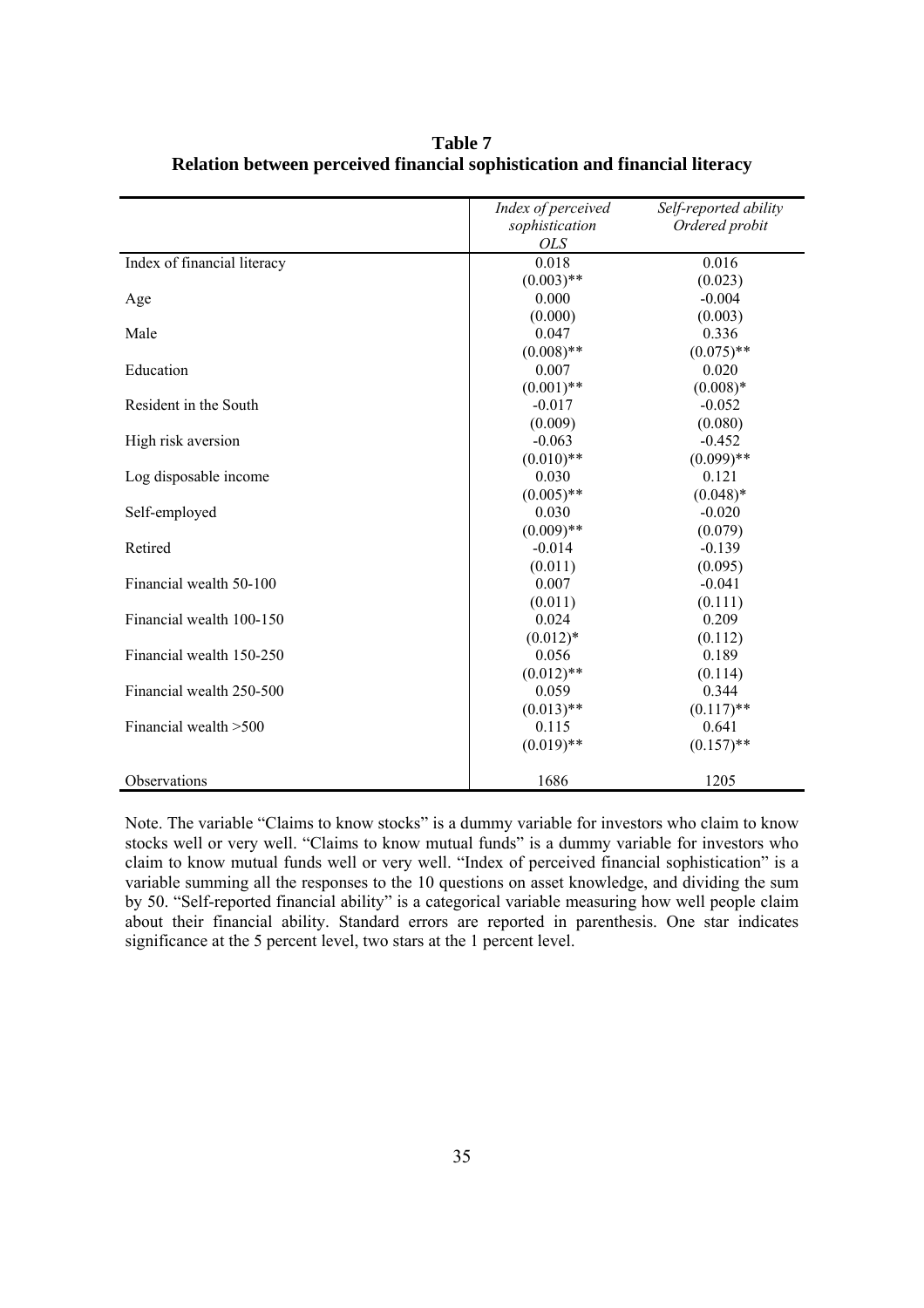**Table 7**
**Relation between perceived financial sophistication and financial literacy**

| | *Index of perceived sophistication* *OLS* | *Self-reported ability* *Ordered probit* |
|---|---|---|
| Index of financial literacy | 0.018 | 0.016 |
| | (0.003)** | (0.023) |
| Age | 0.000 | -0.004 |
| | (0.000) | (0.003) |
| Male | 0.047 | 0.336 |
| | (0.008)** | (0.075)** |
| Education | 0.007 | 0.020 |
| | (0.001)** | (0.008)* |
| Resident in the South | -0.017 | -0.052 |
| | (0.009) | (0.080) |
| High risk aversion | -0.063 | -0.452 |
| | (0.010)** | (0.099)** |
| Log disposable income | 0.030 | 0.121 |
| | (0.005)** | (0.048)* |
| Self-employed | 0.030 | -0.020 |
| | (0.009)** | (0.079) |
| Retired | -0.014 | -0.139 |
| | (0.011) | (0.095) |
| Financial wealth 50-100 | 0.007 | -0.041 |
| | (0.011) | (0.111) |
| Financial wealth 100-150 | 0.024 | 0.209 |
| | (0.012)* | (0.112) |
| Financial wealth 150-250 | 0.056 | 0.189 |
| | (0.012)** | (0.114) |
| Financial wealth 250-500 | 0.059 | 0.344 |
| | (0.013)** | (0.117)** |
| Financial wealth >500 | 0.115 | 0.641 |
| | (0.019)** | (0.157)** |
| Observations | 1686 | 1205 |

Note. The variable "Claims to know stocks" is a dummy variable for investors who claim to know stocks well or very well. "Claims to know mutual funds" is a dummy variable for investors who claim to know mutual funds well or very well. "Index of perceived financial sophistication" is a variable summing all the responses to the 10 questions on asset knowledge, and dividing the sum by 50. "Self-reported financial ability" is a categorical variable measuring how well people claim about their financial ability. Standard errors are reported in parenthesis. One star indicates significance at the 5 percent level, two stars at the 1 percent level.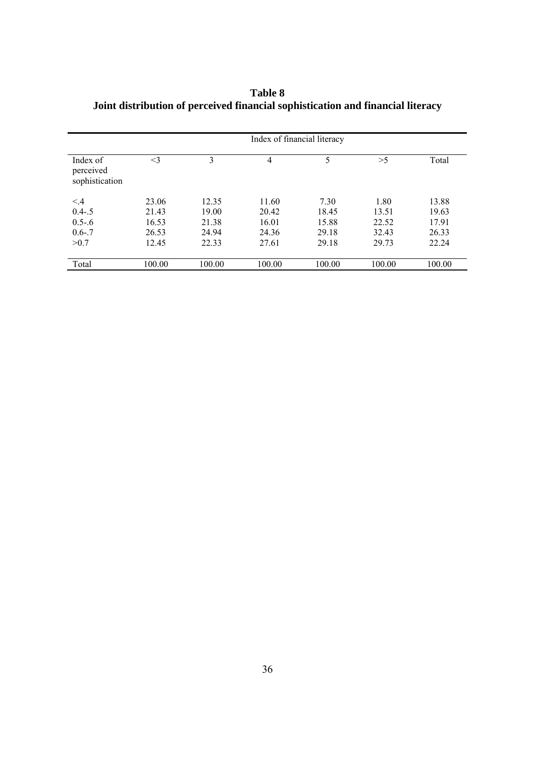**Table 8**
**Joint distribution of perceived financial sophistication and financial literacy**

| | Index of financial literacy | | | | | |
|---|---|---|---|---|---|---|
| Index of perceived sophistication | <3 | 3 | 4 | 5 | >5 | Total |
| <.4 | 23.06 | 12.35 | 11.60 | 7.30 | 1.80 | 13.88 |
| 0.4-.5 | 21.43 | 19.00 | 20.42 | 18.45 | 13.51 | 19.63 |
| 0.5-.6 | 16.53 | 21.38 | 16.01 | 15.88 | 22.52 | 17.91 |
| 0.6-.7 | 26.53 | 24.94 | 24.36 | 29.18 | 32.43 | 26.33 |
| >0.7 | 12.45 | 22.33 | 27.61 | 29.18 | 29.73 | 22.24 |
| Total | 100.00 | 100.00 | 100.00 | 100.00 | 100.00 | 100.00 |